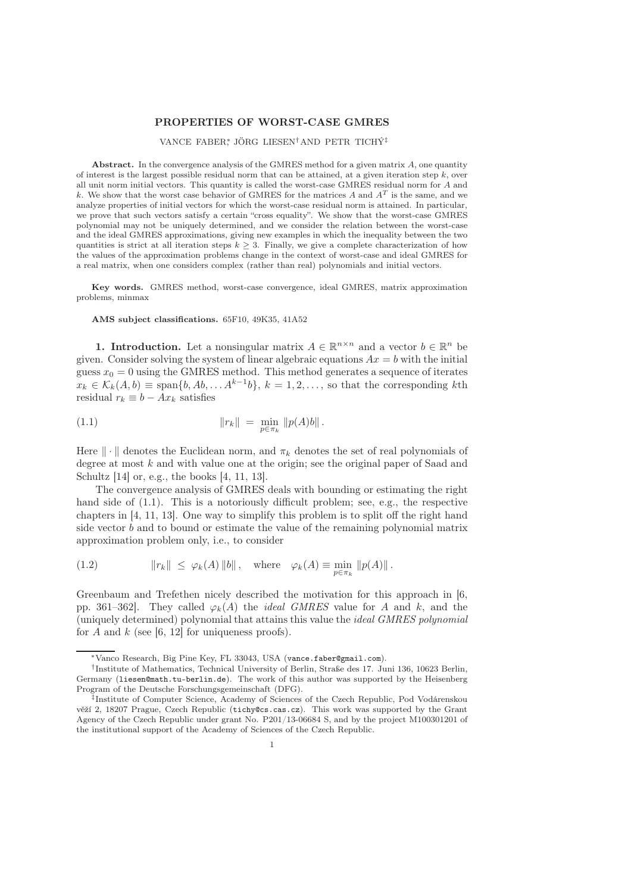# PROPERTIES OF WORST-CASE GMRES

VANCE FABER[*], JÖRG LIESEN[†] AND PETR TICHÝ[‡]

**Abstract.** In the convergence analysis of the GMRES method for a given matrix $A$, one quantity of interest is the largest possible residual norm that can be attained, at a given iteration step $k$, over all unit norm initial vectors. This quantity is called the worst-case GMRES residual norm for $A$ and $k$. We show that the worst case behavior of GMRES for the matrices $A$ and $A^T$ is the same, and we analyze properties of initial vectors for which the worst-case residual norm is attained. In particular, we prove that such vectors satisfy a certain "cross equality". We show that the worst-case GMRES polynomial may not be uniquely determined, and we consider the relation between the worst-case and the ideal GMRES approximations, giving new examples in which the inequality between the two quantities is strict at all iteration steps $k \geq 3$. Finally, we give a complete characterization of how the values of the approximation problems change in the context of worst-case and ideal GMRES for a real matrix, when one considers complex (rather than real) polynomials and initial vectors.

**Key words.** GMRES method, worst-case convergence, ideal GMRES, matrix approximation problems, minmax

**AMS subject classifications.** 65F10, 49K35, 41A52

## 1. Introduction.

Let a nonsingular matrix $A \in \mathbb{R}^{n \times n}$ and a vector $b \in \mathbb{R}^n$ be given. Consider solving the system of linear algebraic equations $Ax = b$ with the initial guess $x_0 = 0$ using the GMRES method. This method generates a sequence of iterates $x_k \in \mathcal{K}_k(A, b) \equiv \text{span}\{b, Ab, \ldots A^{k-1}b\}$, $k = 1, 2, \ldots$, so that the corresponding $k$th residual $r_k \equiv b - Ax_k$ satisfies

$$\|r_k\| \;=\; \min_{p \in \pi_k} \|p(A)b\|\,. \tag{1.1}$$

Here $\|\cdot\|$ denotes the Euclidean norm, and $\pi_k$ denotes the set of real polynomials of degree at most $k$ and with value one at the origin; see the original paper of Saad and Schultz [14] or, e.g., the books [4, 11, 13].

The convergence analysis of GMRES deals with bounding or estimating the right hand side of (1.1). This is a notoriously difficult problem; see, e.g., the respective chapters in [4, 11, 13]. One way to simplify this problem is to split off the right hand side vector $b$ and to bound or estimate the value of the remaining polynomial matrix approximation problem only, i.e., to consider

$$\|r_k\| \;\leq\; \varphi_k(A)\,\|b\|\,, \quad \text{where} \quad \varphi_k(A) \equiv \min_{p \in \pi_k} \|p(A)\|\,. \tag{1.2}$$

Greenbaum and Trefethen nicely described the motivation for this approach in [6, pp. 361–362]. They called $\varphi_k(A)$ the *ideal GMRES* value for $A$ and $k$, and the (uniquely determined) polynomial that attains this value the *ideal GMRES polynomial* for $A$ and $k$ (see [6, 12] for uniqueness proofs).

---

[*] Vanco Research, Big Pine Key, FL 33043, USA (vance.faber@gmail.com).

[†] Institute of Mathematics, Technical University of Berlin, Straße des 17. Juni 136, 10623 Berlin, Germany (liesen@math.tu-berlin.de). The work of this author was supported by the Heisenberg Program of the Deutsche Forschungsgemeinschaft (DFG).

[‡] Institute of Computer Science, Academy of Sciences of the Czech Republic, Pod Vodárenskou věží 2, 18207 Prague, Czech Republic (tichy@cs.cas.cz). This work was supported by the Grant Agency of the Czech Republic under grant No. P201/13-06684 S, and by the project M100301201 of the institutional support of the Academy of Sciences of the Czech Republic.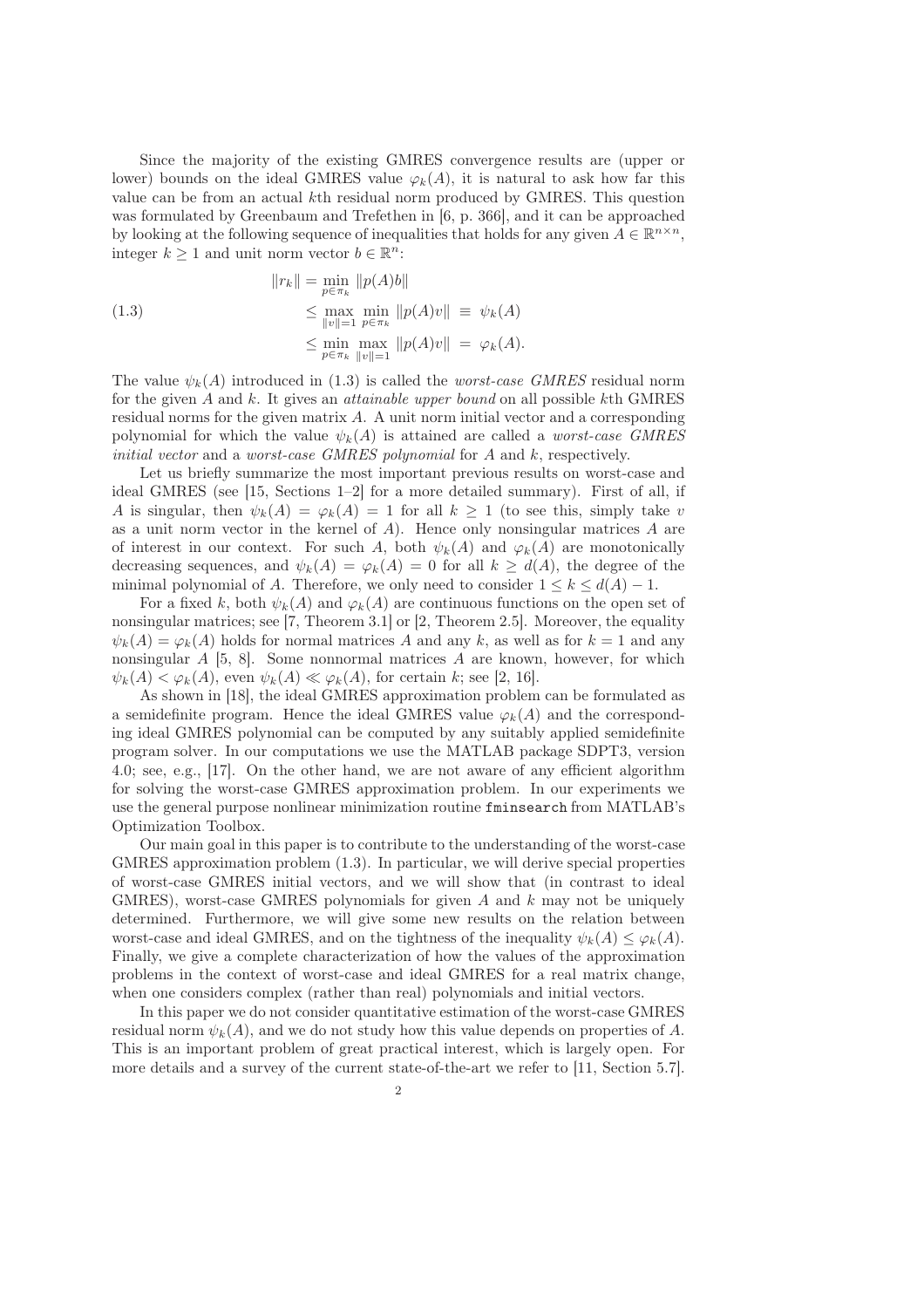Since the majority of the existing GMRES convergence results are (upper or lower) bounds on the ideal GMRES value $\varphi_k(A)$, it is natural to ask how far this value can be from an actual $k$th residual norm produced by GMRES. This question was formulated by Greenbaum and Trefethen in [6, p. 366], and it can be approached by looking at the following sequence of inequalities that holds for any given $A \in \mathbb{R}^{n\times n}$, integer $k \geq 1$ and unit norm vector $b \in \mathbb{R}^n$:

$$
\begin{aligned}
\|r_k\| &= \min_{p\in\pi_k} \|p(A)b\| \\
&\leq \max_{\|v\|=1} \min_{p\in\pi_k} \|p(A)v\| \;\equiv\; \psi_k(A) \qquad (1.3)\\
&\leq \min_{p\in\pi_k} \max_{\|v\|=1} \|p(A)v\| \;=\; \varphi_k(A).
\end{aligned}
$$

The value $\psi_k(A)$ introduced in (1.3) is called the *worst-case GMRES* residual norm for the given $A$ and $k$. It gives an *attainable upper bound* on all possible $k$th GMRES residual norms for the given matrix $A$. A unit norm initial vector and a corresponding polynomial for which the value $\psi_k(A)$ is attained are called a *worst-case GMRES initial vector* and a *worst-case GMRES polynomial* for $A$ and $k$, respectively.

Let us briefly summarize the most important previous results on worst-case and ideal GMRES (see [15, Sections 1–2] for a more detailed summary). First of all, if $A$ is singular, then $\psi_k(A) = \varphi_k(A) = 1$ for all $k \geq 1$ (to see this, simply take $v$ as a unit norm vector in the kernel of $A$). Hence only nonsingular matrices $A$ are of interest in our context. For such $A$, both $\psi_k(A)$ and $\varphi_k(A)$ are monotonically decreasing sequences, and $\psi_k(A) = \varphi_k(A) = 0$ for all $k \geq d(A)$, the degree of the minimal polynomial of $A$. Therefore, we only need to consider $1 \leq k \leq d(A) - 1$.

For a fixed $k$, both $\psi_k(A)$ and $\varphi_k(A)$ are continuous functions on the open set of nonsingular matrices; see [7, Theorem 3.1] or [2, Theorem 2.5]. Moreover, the equality $\psi_k(A) = \varphi_k(A)$ holds for normal matrices $A$ and any $k$, as well as for $k = 1$ and any nonsingular $A$ [5, 8]. Some nonnormal matrices $A$ are known, however, for which $\psi_k(A) < \varphi_k(A)$, even $\psi_k(A) \ll \varphi_k(A)$, for certain $k$; see [2, 16].

As shown in [18], the ideal GMRES approximation problem can be formulated as a semidefinite program. Hence the ideal GMRES value $\varphi_k(A)$ and the corresponding ideal GMRES polynomial can be computed by any suitably applied semidefinite program solver. In our computations we use the MATLAB package SDPT3, version 4.0; see, e.g., [17]. On the other hand, we are not aware of any efficient algorithm for solving the worst-case GMRES approximation problem. In our experiments we use the general purpose nonlinear minimization routine `fminsearch` from MATLAB's Optimization Toolbox.

Our main goal in this paper is to contribute to the understanding of the worst-case GMRES approximation problem (1.3). In particular, we will derive special properties of worst-case GMRES initial vectors, and we will show that (in contrast to ideal GMRES), worst-case GMRES polynomials for given $A$ and $k$ may not be uniquely determined. Furthermore, we will give some new results on the relation between worst-case and ideal GMRES, and on the tightness of the inequality $\psi_k(A) \leq \varphi_k(A)$. Finally, we give a complete characterization of how the values of the approximation problems in the context of worst-case and ideal GMRES for a real matrix change, when one considers complex (rather than real) polynomials and initial vectors.

In this paper we do not consider quantitative estimation of the worst-case GMRES residual norm $\psi_k(A)$, and we do not study how this value depends on properties of $A$. This is an important problem of great practical interest, which is largely open. For more details and a survey of the current state-of-the-art we refer to [11, Section 5.7].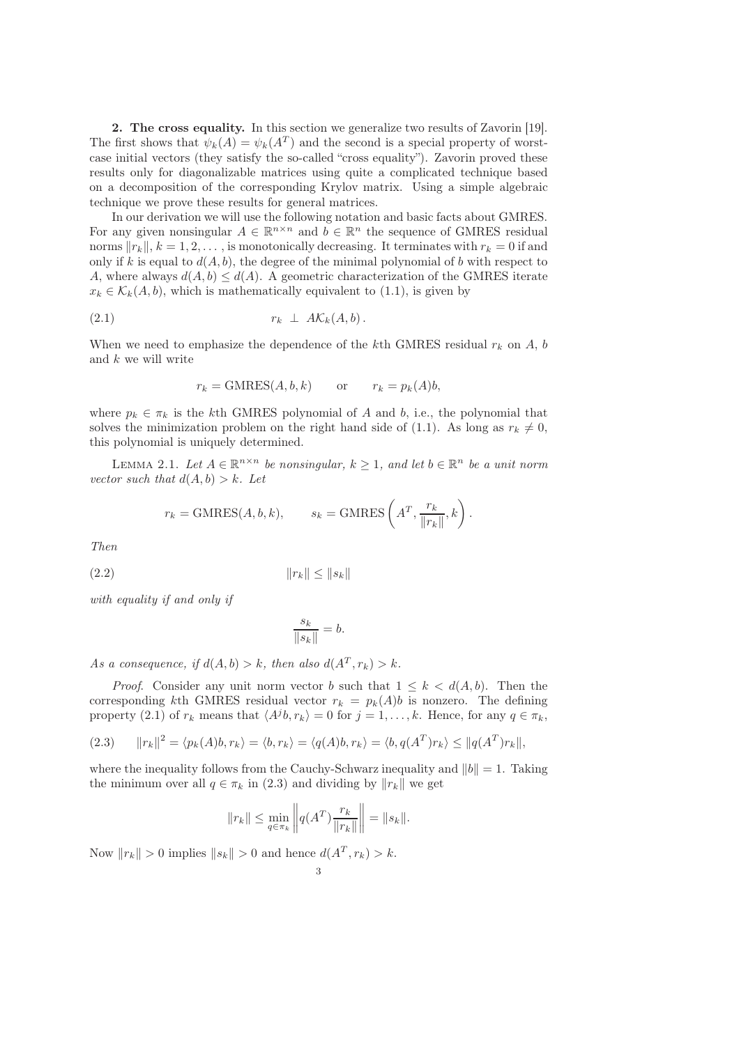**2. The cross equality.** In this section we generalize two results of Zavorin [19]. The first shows that $\psi_k(A) = \psi_k(A^T)$ and the second is a special property of worst-case initial vectors (they satisfy the so-called "cross equality"). Zavorin proved these results only for diagonalizable matrices using quite a complicated technique based on a decomposition of the corresponding Krylov matrix. Using a simple algebraic technique we prove these results for general matrices.

In our derivation we will use the following notation and basic facts about GMRES. For any given nonsingular $A \in \mathbb{R}^{n \times n}$ and $b \in \mathbb{R}^n$ the sequence of GMRES residual norms $\|r_k\|$, $k = 1, 2, \ldots$, is monotonically decreasing. It terminates with $r_k = 0$ if and only if $k$ is equal to $d(A, b)$, the degree of the minimal polynomial of $b$ with respect to $A$, where always $d(A, b) \leq d(A)$. A geometric characterization of the GMRES iterate $x_k \in \mathcal{K}_k(A, b)$, which is mathematically equivalent to (1.1), is given by

$$r_k \perp A\mathcal{K}_k(A, b)\,. \tag{2.1}$$

When we need to emphasize the dependence of the $k$th GMRES residual $r_k$ on $A$, $b$ and $k$ we will write

$$r_k = \text{GMRES}(A, b, k) \qquad \text{or} \qquad r_k = p_k(A)b,$$

where $p_k \in \pi_k$ is the $k$th GMRES polynomial of $A$ and $b$, i.e., the polynomial that solves the minimization problem on the right hand side of (1.1). As long as $r_k \neq 0$, this polynomial is uniquely determined.

LEMMA 2.1. *Let $A \in \mathbb{R}^{n \times n}$ be nonsingular, $k \geq 1$, and let $b \in \mathbb{R}^n$ be a unit norm vector such that $d(A, b) > k$. Let*

$$r_k = \text{GMRES}(A, b, k), \qquad s_k = \text{GMRES}\left(A^T, \frac{r_k}{\|r_k\|}, k\right).$$

*Then*

$$\|r_k\| \leq \|s_k\| \tag{2.2}$$

*with equality if and only if*

$$\frac{s_k}{\|s_k\|} = b.$$

*As a consequence, if $d(A, b) > k$, then also $d(A^T, r_k) > k$.*

*Proof.* Consider any unit norm vector $b$ such that $1 \leq k < d(A, b)$. Then the corresponding $k$th GMRES residual vector $r_k = p_k(A)b$ is nonzero. The defining property (2.1) of $r_k$ means that $\langle A^j b, r_k \rangle = 0$ for $j = 1, \ldots, k$. Hence, for any $q \in \pi_k$,

$$\|r_k\|^2 = \langle p_k(A)b, r_k \rangle = \langle b, r_k \rangle = \langle q(A)b, r_k \rangle = \langle b, q(A^T)r_k \rangle \leq \|q(A^T)r_k\|, \tag{2.3}$$

where the inequality follows from the Cauchy-Schwarz inequality and $\|b\| = 1$. Taking the minimum over all $q \in \pi_k$ in (2.3) and dividing by $\|r_k\|$ we get

$$\|r_k\| \leq \min_{q \in \pi_k} \left\| q(A^T) \frac{r_k}{\|r_k\|} \right\| = \|s_k\|.$$

Now $\|r_k\| > 0$ implies $\|s_k\| > 0$ and hence $d(A^T, r_k) > k$.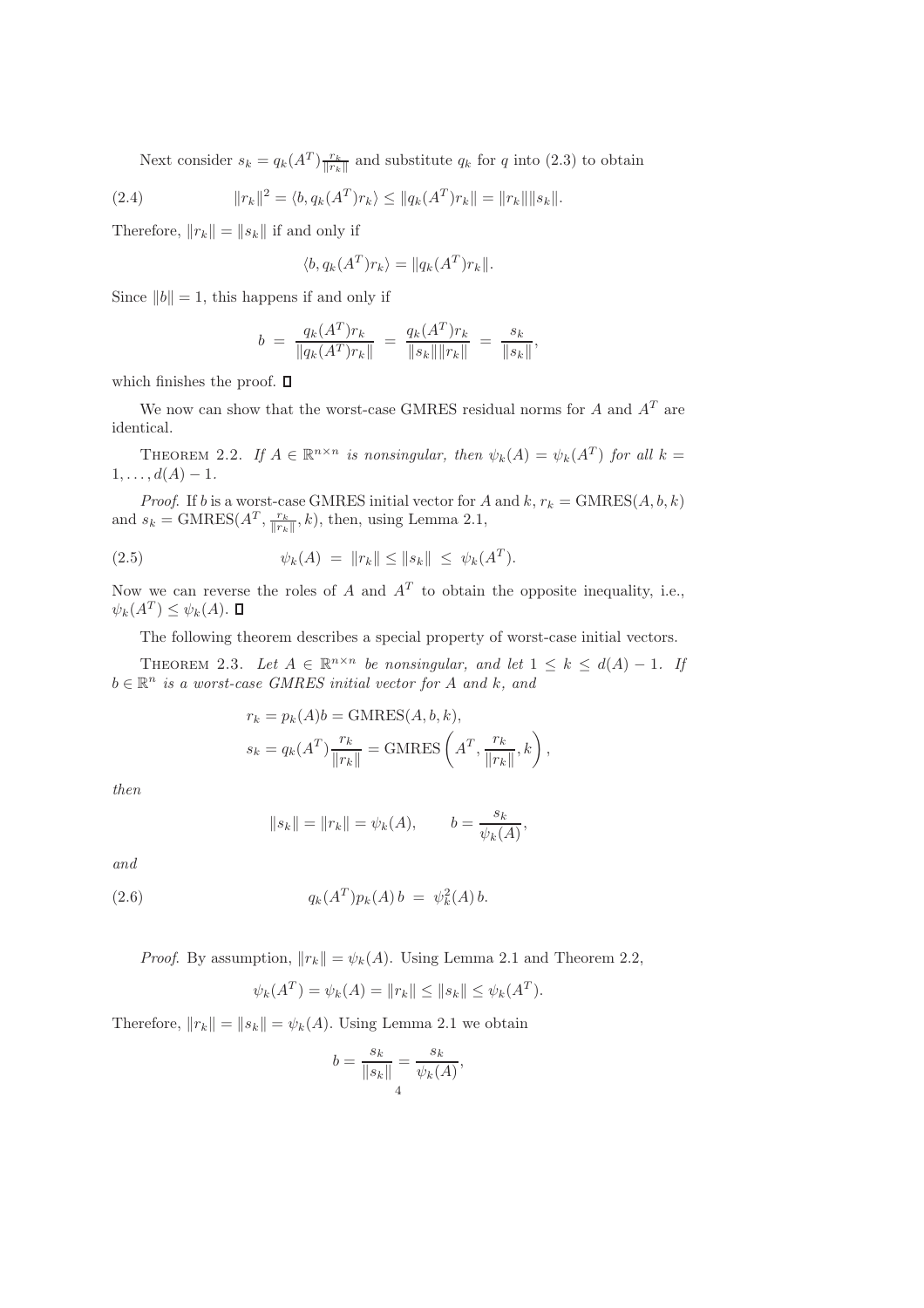Next consider $s_k = q_k(A^T)\frac{r_k}{\|r_k\|}$ and substitute $q_k$ for $q$ into (2.3) to obtain

$$\|r_k\|^2 = \langle b, q_k(A^T)r_k\rangle \le \|q_k(A^T)r_k\| = \|r_k\|\|s_k\|. \tag{2.4}$$

Therefore, $\|r_k\| = \|s_k\|$ if and only if

$$\langle b, q_k(A^T)r_k\rangle = \|q_k(A^T)r_k\|.$$

Since $\|b\| = 1$, this happens if and only if

$$b \;=\; \frac{q_k(A^T)r_k}{\|q_k(A^T)r_k\|} \;=\; \frac{q_k(A^T)r_k}{\|s_k\|\|r_k\|} \;=\; \frac{s_k}{\|s_k\|},$$

which finishes the proof. □

We now can show that the worst-case GMRES residual norms for $A$ and $A^T$ are identical.

Theorem 2.2. *If $A \in \mathbb{R}^{n\times n}$ is nonsingular, then $\psi_k(A) = \psi_k(A^T)$ for all $k = 1, \ldots, d(A) - 1$.*

*Proof.* If $b$ is a worst-case GMRES initial vector for $A$ and $k$, $r_k = \mathrm{GMRES}(A, b, k)$ and $s_k = \mathrm{GMRES}(A^T, \frac{r_k}{\|r_k\|}, k)$, then, using Lemma 2.1,

$$\psi_k(A) \;=\; \|r_k\| \le \|s_k\| \;\le\; \psi_k(A^T). \tag{2.5}$$

Now we can reverse the roles of $A$ and $A^T$ to obtain the opposite inequality, i.e., $\psi_k(A^T) \le \psi_k(A)$. □

The following theorem describes a special property of worst-case initial vectors.

Theorem 2.3. *Let $A \in \mathbb{R}^{n\times n}$ be nonsingular, and let $1 \le k \le d(A) - 1$. If $b \in \mathbb{R}^n$ is a worst-case GMRES initial vector for $A$ and $k$, and*

$$r_k = p_k(A)b = \mathrm{GMRES}(A, b, k),$$
$$s_k = q_k(A^T)\frac{r_k}{\|r_k\|} = \mathrm{GMRES}\left(A^T, \frac{r_k}{\|r_k\|}, k\right),$$

*then*

$$\|s_k\| = \|r_k\| = \psi_k(A), \qquad b = \frac{s_k}{\psi_k(A)},$$

*and*

$$q_k(A^T)p_k(A)\, b \;=\; \psi_k^2(A)\, b. \tag{2.6}$$

*Proof.* By assumption, $\|r_k\| = \psi_k(A)$. Using Lemma 2.1 and Theorem 2.2,

$$\psi_k(A^T) = \psi_k(A) = \|r_k\| \le \|s_k\| \le \psi_k(A^T).$$

Therefore, $\|r_k\| = \|s_k\| = \psi_k(A)$. Using Lemma 2.1 we obtain

$$b = \frac{s_k}{\|s_k\|} = \frac{s_k}{\psi_k(A)},$$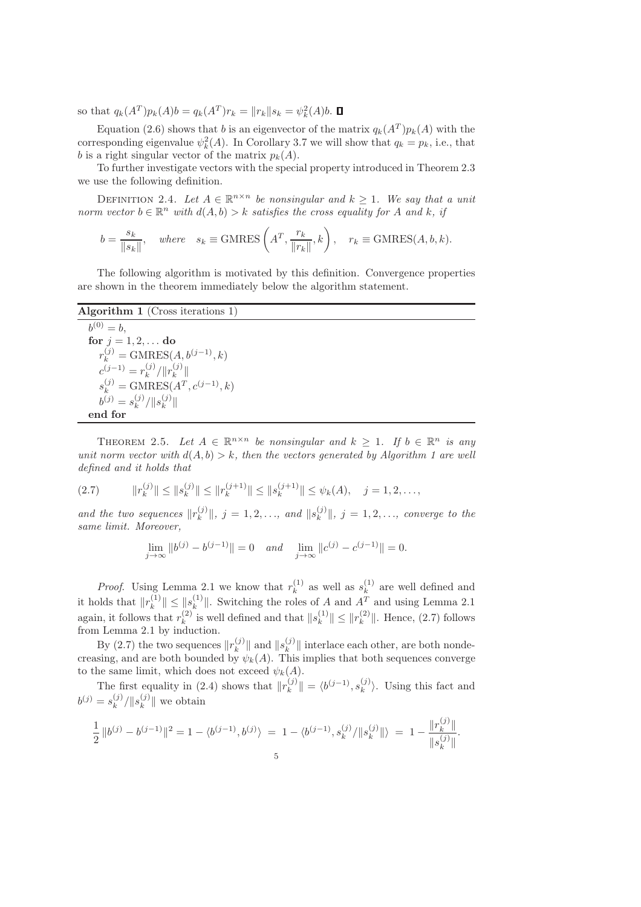so that $q_k(A^T)p_k(A)b = q_k(A^T)r_k = \|r_k\|s_k = \psi_k^2(A)b$. ∎

Equation (2.6) shows that $b$ is an eigenvector of the matrix $q_k(A^T)p_k(A)$ with the corresponding eigenvalue $\psi_k^2(A)$. In Corollary 3.7 we will show that $q_k = p_k$, i.e., that $b$ is a right singular vector of the matrix $p_k(A)$.

To further investigate vectors with the special property introduced in Theorem 2.3 we use the following definition.

DEFINITION 2.4. *Let $A \in \mathbb{R}^{n\times n}$ be nonsingular and $k \geq 1$. We say that a unit norm vector $b \in \mathbb{R}^n$ with $d(A,b) > k$ satisfies the cross equality for $A$ and $k$, if*

$$b = \frac{s_k}{\|s_k\|}, \quad where \quad s_k \equiv \text{GMRES}\left(A^T, \frac{r_k}{\|r_k\|}, k\right), \quad r_k \equiv \text{GMRES}(A, b, k).$$

The following algorithm is motivated by this definition. Convergence properties are shown in the theorem immediately below the algorithm statement.

**Algorithm 1** (Cross iterations 1)

```
b^(0) = b,
for j = 1, 2, ... do
    r_k^(j) = GMRES(A, b^(j-1), k)
    c^(j-1) = r_k^(j) / ||r_k^(j)||
    s_k^(j) = GMRES(A^T, c^(j-1), k)
    b^(j) = s_k^(j) / ||s_k^(j)||
end for
```

THEOREM 2.5. *Let $A \in \mathbb{R}^{n\times n}$ be nonsingular and $k \geq 1$. If $b \in \mathbb{R}^n$ is any unit norm vector with $d(A,b) > k$, then the vectors generated by Algorithm 1 are well defined and it holds that*

$$\|r_k^{(j)}\| \leq \|s_k^{(j)}\| \leq \|r_k^{(j+1)}\| \leq \|s_k^{(j+1)}\| \leq \psi_k(A), \quad j = 1, 2, \ldots, \tag{2.7}$$

*and the two sequences $\|r_k^{(j)}\|$, $j = 1, 2, \ldots$, and $\|s_k^{(j)}\|$, $j = 1, 2, \ldots$, converge to the same limit. Moreover,*

$$\lim_{j\to\infty} \|b^{(j)} - b^{(j-1)}\| = 0 \quad and \quad \lim_{j\to\infty} \|c^{(j)} - c^{(j-1)}\| = 0.$$

*Proof.* Using Lemma 2.1 we know that $r_k^{(1)}$ as well as $s_k^{(1)}$ are well defined and it holds that $\|r_k^{(1)}\| \leq \|s_k^{(1)}\|$. Switching the roles of $A$ and $A^T$ and using Lemma 2.1 again, it follows that $r_k^{(2)}$ is well defined and that $\|s_k^{(1)}\| \leq \|r_k^{(2)}\|$. Hence, (2.7) follows from Lemma 2.1 by induction.

By (2.7) the two sequences $\|r_k^{(j)}\|$ and $\|s_k^{(j)}\|$ interlace each other, are both nondecreasing, and are both bounded by $\psi_k(A)$. This implies that both sequences converge to the same limit, which does not exceed $\psi_k(A)$.

The first equality in (2.4) shows that $\|r_k^{(j)}\| = \langle b^{(j-1)}, s_k^{(j)}\rangle$. Using this fact and $b^{(j)} = s_k^{(j)}/\|s_k^{(j)}\|$ we obtain

$$\frac{1}{2}\|b^{(j)} - b^{(j-1)}\|^2 = 1 - \langle b^{(j-1)}, b^{(j)}\rangle \;=\; 1 - \langle b^{(j-1)}, s_k^{(j)}/\|s_k^{(j)}\|\rangle \;=\; 1 - \frac{\|r_k^{(j)}\|}{\|s_k^{(j)}\|}.$$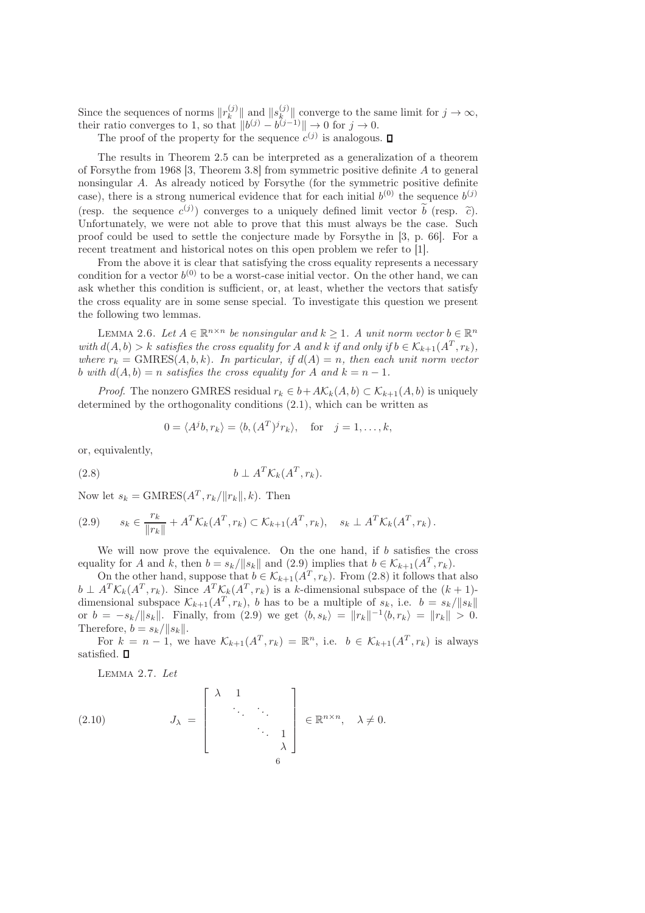Since the sequences of norms $\|r_k^{(j)}\|$ and $\|s_k^{(j)}\|$ converge to the same limit for $j \to \infty$, their ratio converges to 1, so that $\|b^{(j)} - b^{(j-1)}\| \to 0$ for $j \to 0$.

The proof of the property for the sequence $c^{(j)}$ is analogous. $\square$

The results in Theorem 2.5 can be interpreted as a generalization of a theorem of Forsythe from 1968 [3, Theorem 3.8] from symmetric positive definite $A$ to general nonsingular $A$. As already noticed by Forsythe (for the symmetric positive definite case), there is a strong numerical evidence that for each initial $b^{(0)}$ the sequence $b^{(j)}$ (resp. the sequence $c^{(j)}$) converges to a uniquely defined limit vector $\widetilde{b}$ (resp. $\widetilde{c}$). Unfortunately, we were not able to prove that this must always be the case. Such proof could be used to settle the conjecture made by Forsythe in [3, p. 66]. For a recent treatment and historical notes on this open problem we refer to [1].

From the above it is clear that satisfying the cross equality represents a necessary condition for a vector $b^{(0)}$ to be a worst-case initial vector. On the other hand, we can ask whether this condition is sufficient, or, at least, whether the vectors that satisfy the cross equality are in some sense special. To investigate this question we present the following two lemmas.

Lemma 2.6. *Let $A \in \mathbb{R}^{n\times n}$ be nonsingular and $k \geq 1$. A unit norm vector $b \in \mathbb{R}^n$ with $d(A,b) > k$ satisfies the cross equality for $A$ and $k$ if and only if $b \in \mathcal{K}_{k+1}(A^T, r_k)$, where $r_k = \mathrm{GMRES}(A, b, k)$. In particular, if $d(A) = n$, then each unit norm vector $b$ with $d(A,b) = n$ satisfies the cross equality for $A$ and $k = n-1$.*

*Proof.* The nonzero GMRES residual $r_k \in b + A\mathcal{K}_k(A,b) \subset \mathcal{K}_{k+1}(A,b)$ is uniquely determined by the orthogonality conditions (2.1), which can be written as

$$0 = \langle A^j b, r_k\rangle = \langle b, (A^T)^j r_k\rangle, \quad \text{for} \quad j = 1,\dots,k,$$

or, equivalently,

$$b \perp A^T\mathcal{K}_k(A^T, r_k). \tag{2.8}$$

Now let $s_k = \mathrm{GMRES}(A^T, r_k/\|r_k\|, k)$. Then

$$s_k \in \frac{r_k}{\|r_k\|} + A^T\mathcal{K}_k(A^T, r_k) \subset \mathcal{K}_{k+1}(A^T, r_k), \quad s_k \perp A^T\mathcal{K}_k(A^T, r_k)\,. \tag{2.9}$$

We will now prove the equivalence. On the one hand, if $b$ satisfies the cross equality for $A$ and $k$, then $b = s_k/\|s_k\|$ and (2.9) implies that $b \in \mathcal{K}_{k+1}(A^T, r_k)$.

On the other hand, suppose that $b \in \mathcal{K}_{k+1}(A^T, r_k)$. From (2.8) it follows that also $b \perp A^T\mathcal{K}_k(A^T, r_k)$. Since $A^T\mathcal{K}_k(A^T, r_k)$ is a $k$-dimensional subspace of the $(k+1)$-dimensional subspace $\mathcal{K}_{k+1}(A^T, r_k)$, $b$ has to be a multiple of $s_k$, i.e. $b = s_k/\|s_k\|$ or $b = -s_k/\|s_k\|$. Finally, from (2.9) we get $\langle b, s_k\rangle = \|r_k\|^{-1}\langle b, r_k\rangle = \|r_k\| > 0$. Therefore, $b = s_k/\|s_k\|$.

For $k = n-1$, we have $\mathcal{K}_{k+1}(A^T, r_k) = \mathbb{R}^n$, i.e. $b \in \mathcal{K}_{k+1}(A^T, r_k)$ is always satisfied. $\square$

Lemma 2.7. *Let*

$$J_\lambda = \begin{bmatrix} \lambda & 1 & & \\ & \ddots & \ddots & \\ & & \ddots & 1 \\ & & & \lambda \end{bmatrix} \in \mathbb{R}^{n\times n}, \quad \lambda \neq 0. \tag{2.10}$$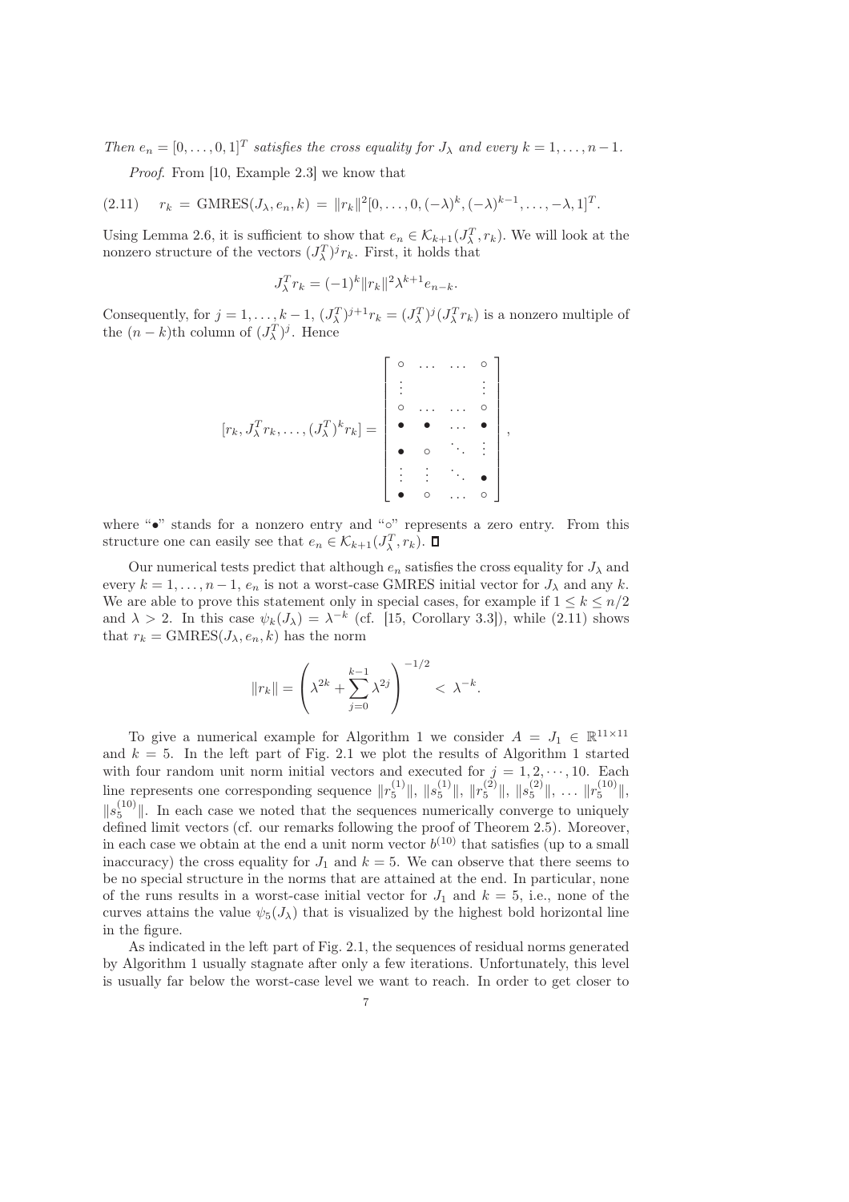*Then $e_n = [0, \ldots, 0, 1]^T$ satisfies the cross equality for $J_\lambda$ and every $k = 1, \ldots, n-1$.*

*Proof.* From [10, Example 2.3] we know that

$$r_k = \text{GMRES}(J_\lambda, e_n, k) = \|r_k\|^2 [0, \ldots, 0, (-\lambda)^k, (-\lambda)^{k-1}, \ldots, -\lambda, 1]^T. \tag{2.11}$$

Using Lemma 2.6, it is sufficient to show that $e_n \in \mathcal{K}_{k+1}(J_\lambda^T, r_k)$. We will look at the nonzero structure of the vectors $(J_\lambda^T)^j r_k$. First, it holds that

$$J_\lambda^T r_k = (-1)^k \|r_k\|^2 \lambda^{k+1} e_{n-k}.$$

Consequently, for $j = 1, \ldots, k-1$, $(J_\lambda^T)^{j+1} r_k = (J_\lambda^T)^j (J_\lambda^T r_k)$ is a nonzero multiple of the $(n-k)$th column of $(J_\lambda^T)^j$. Hence

$$[r_k, J_\lambda^T r_k, \ldots, (J_\lambda^T)^k r_k] = \begin{bmatrix} \circ & \ldots & \ldots & \circ \\ \vdots & & & \vdots \\ \circ & \ldots & \ldots & \circ \\ \bullet & \bullet & \ldots & \bullet \\ \bullet & \circ & \ddots & \vdots \\ \vdots & \vdots & \ddots & \bullet \\ \bullet & \circ & \ldots & \circ \end{bmatrix},$$

where "$\bullet$" stands for a nonzero entry and "$\circ$" represents a zero entry. From this structure one can easily see that $e_n \in \mathcal{K}_{k+1}(J_\lambda^T, r_k)$. ∎

Our numerical tests predict that although $e_n$ satisfies the cross equality for $J_\lambda$ and every $k = 1, \ldots, n-1$, $e_n$ is not a worst-case GMRES initial vector for $J_\lambda$ and any $k$. We are able to prove this statement only in special cases, for example if $1 \leq k \leq n/2$ and $\lambda > 2$. In this case $\psi_k(J_\lambda) = \lambda^{-k}$ (cf. [15, Corollary 3.3]), while (2.11) shows that $r_k = \text{GMRES}(J_\lambda, e_n, k)$ has the norm

$$\|r_k\| = \left( \lambda^{2k} + \sum_{j=0}^{k-1} \lambda^{2j} \right)^{-1/2} < \lambda^{-k}.$$

To give a numerical example for Algorithm 1 we consider $A = J_1 \in \mathbb{R}^{11 \times 11}$ and $k = 5$. In the left part of Fig. 2.1 we plot the results of Algorithm 1 started with four random unit norm initial vectors and executed for $j = 1, 2, \cdots, 10$. Each line represents one corresponding sequence $\|r_5^{(1)}\|$, $\|s_5^{(1)}\|$, $\|r_5^{(2)}\|$, $\|s_5^{(2)}\|$, $\ldots$ $\|r_5^{(10)}\|$, $\|s_5^{(10)}\|$. In each case we noted that the sequences numerically converge to uniquely defined limit vectors (cf. our remarks following the proof of Theorem 2.5). Moreover, in each case we obtain at the end a unit norm vector $b^{(10)}$ that satisfies (up to a small inaccuracy) the cross equality for $J_1$ and $k = 5$. We can observe that there seems to be no special structure in the norms that are attained at the end. In particular, none of the runs results in a worst-case initial vector for $J_1$ and $k = 5$, i.e., none of the curves attains the value $\psi_5(J_\lambda)$ that is visualized by the highest bold horizontal line in the figure.

As indicated in the left part of Fig. 2.1, the sequences of residual norms generated by Algorithm 1 usually stagnate after only a few iterations. Unfortunately, this level is usually far below the worst-case level we want to reach. In order to get closer to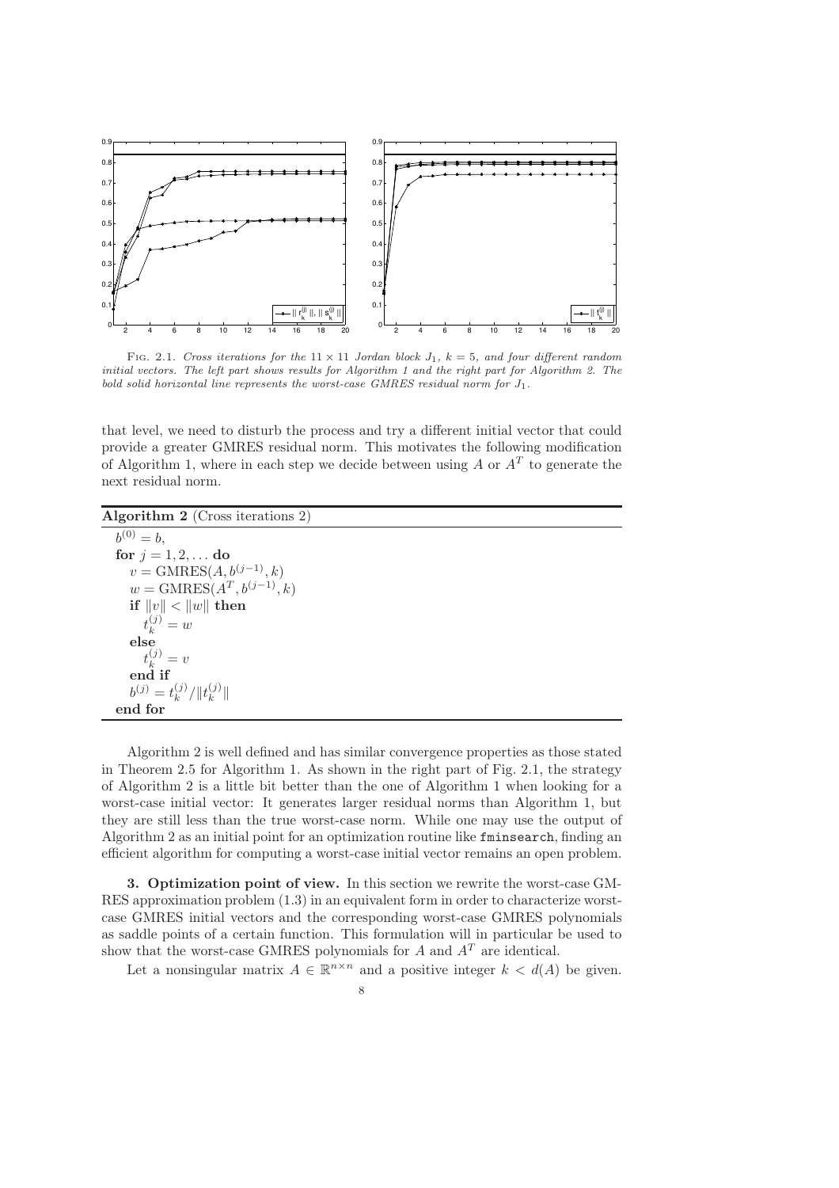Fig. 2.1. *Cross iterations for the $11 \times 11$ Jordan block $J_1$, $k = 5$, and four different random initial vectors. The left part shows results for Algorithm 1 and the right part for Algorithm 2. The bold solid horizontal line represents the worst-case GMRES residual norm for $J_1$.*

that level, we need to disturb the process and try a different initial vector that could provide a greater GMRES residual norm. This motivates the following modification of Algorithm 1, where in each step we decide between using $A$ or $A^T$ to generate the next residual norm.

**Algorithm 2** (Cross iterations 2)

$b^{(0)} = b$,
**for** $j = 1, 2, \ldots$ **do**
  $v = \text{GMRES}(A, b^{(j-1)}, k)$
  $w = \text{GMRES}(A^T, b^{(j-1)}, k)$
  **if** $\|v\| < \|w\|$ **then**
    $t_k^{(j)} = w$
  **else**
    $t_k^{(j)} = v$
  **end if**
  $b^{(j)} = t_k^{(j)} / \|t_k^{(j)}\|$
**end for**

Algorithm 2 is well defined and has similar convergence properties as those stated in Theorem 2.5 for Algorithm 1. As shown in the right part of Fig. 2.1, the strategy of Algorithm 2 is a little bit better than the one of Algorithm 1 when looking for a worst-case initial vector: It generates larger residual norms than Algorithm 1, but they are still less than the true worst-case norm. While one may use the output of Algorithm 2 as an initial point for an optimization routine like `fminsearch`, finding an efficient algorithm for computing a worst-case initial vector remains an open problem.

## 3. Optimization point of view.

In this section we rewrite the worst-case GMRES approximation problem (1.3) in an equivalent form in order to characterize worst-case GMRES initial vectors and the corresponding worst-case GMRES polynomials as saddle points of a certain function. This formulation will in particular be used to show that the worst-case GMRES polynomials for $A$ and $A^T$ are identical.

Let a nonsingular matrix $A \in \mathbb{R}^{n \times n}$ and a positive integer $k < d(A)$ be given.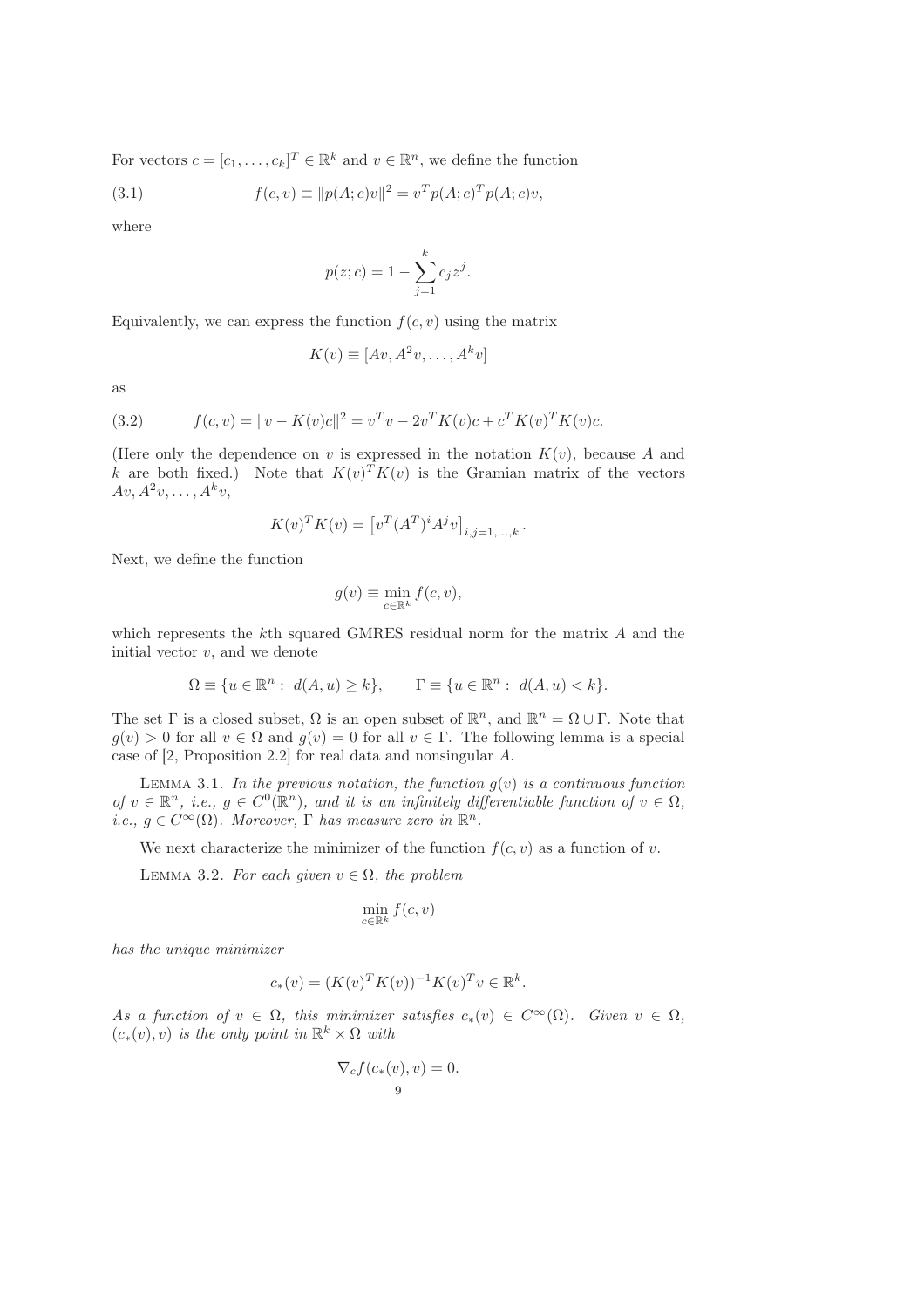For vectors $c = [c_1, \ldots, c_k]^T \in \mathbb{R}^k$ and $v \in \mathbb{R}^n$, we define the function

$$f(c, v) \equiv \|p(A; c)v\|^2 = v^T p(A; c)^T p(A; c)v, \tag{3.1}$$

where

$$p(z; c) = 1 - \sum_{j=1}^{k} c_j z^j.$$

Equivalently, we can express the function $f(c, v)$ using the matrix

$$K(v) \equiv [Av, A^2 v, \ldots, A^k v]$$

as

$$f(c, v) = \|v - K(v)c\|^2 = v^T v - 2v^T K(v)c + c^T K(v)^T K(v)c. \tag{3.2}$$

(Here only the dependence on $v$ is expressed in the notation $K(v)$, because $A$ and $k$ are both fixed.) Note that $K(v)^T K(v)$ is the Gramian matrix of the vectors $Av, A^2 v, \ldots, A^k v$,

$$K(v)^T K(v) = \left[ v^T (A^T)^i A^j v \right]_{i,j=1,\ldots,k}.$$

Next, we define the function

$$g(v) \equiv \min_{c \in \mathbb{R}^k} f(c, v),$$

which represents the $k$th squared GMRES residual norm for the matrix $A$ and the initial vector $v$, and we denote

$$\Omega \equiv \{u \in \mathbb{R}^n : \ d(A, u) \geq k\}, \qquad \Gamma \equiv \{u \in \mathbb{R}^n : \ d(A, u) < k\}.$$

The set $\Gamma$ is a closed subset, $\Omega$ is an open subset of $\mathbb{R}^n$, and $\mathbb{R}^n = \Omega \cup \Gamma$. Note that $g(v) > 0$ for all $v \in \Omega$ and $g(v) = 0$ for all $v \in \Gamma$. The following lemma is a special case of [2, Proposition 2.2] for real data and nonsingular $A$.

Lemma 3.1. *In the previous notation, the function $g(v)$ is a continuous function of $v \in \mathbb{R}^n$, i.e., $g \in C^0(\mathbb{R}^n)$, and it is an infinitely differentiable function of $v \in \Omega$, i.e., $g \in C^\infty(\Omega)$. Moreover, $\Gamma$ has measure zero in $\mathbb{R}^n$.*

We next characterize the minimizer of the function $f(c, v)$ as a function of $v$.

Lemma 3.2. *For each given $v \in \Omega$, the problem*

$$\min_{c \in \mathbb{R}^k} f(c, v)$$

*has the unique minimizer*

$$c_*(v) = (K(v)^T K(v))^{-1} K(v)^T v \in \mathbb{R}^k.$$

*As a function of $v \in \Omega$, this minimizer satisfies $c_*(v) \in C^\infty(\Omega)$. Given $v \in \Omega$, $(c_*(v), v)$ is the only point in $\mathbb{R}^k \times \Omega$ with*

$$\nabla_c f(c_*(v), v) = 0.$$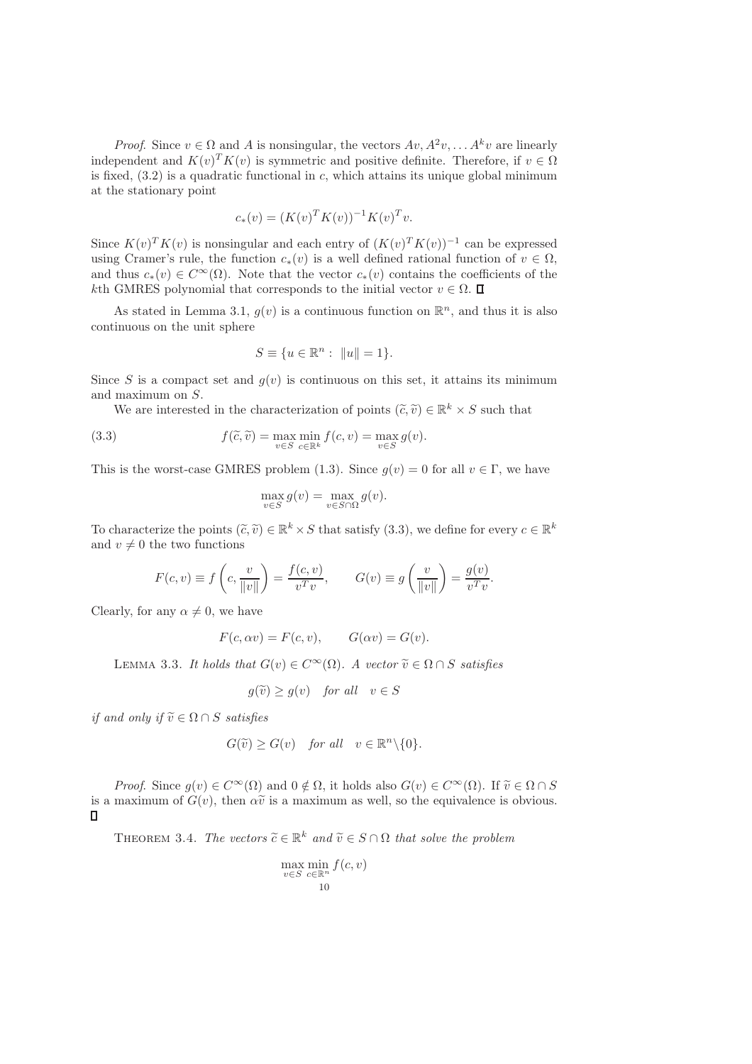*Proof*. Since $v \in \Omega$ and $A$ is nonsingular, the vectors $Av, A^2v, \ldots A^kv$ are linearly independent and $K(v)^TK(v)$ is symmetric and positive definite. Therefore, if $v \in \Omega$ is fixed, (3.2) is a quadratic functional in $c$, which attains its unique global minimum at the stationary point

$$c_*(v) = (K(v)^TK(v))^{-1}K(v)^Tv.$$

Since $K(v)^TK(v)$ is nonsingular and each entry of $(K(v)^TK(v))^{-1}$ can be expressed using Cramer's rule, the function $c_*(v)$ is a well defined rational function of $v \in \Omega$, and thus $c_*(v) \in C^\infty(\Omega)$. Note that the vector $c_*(v)$ contains the coefficients of the $k$th GMRES polynomial that corresponds to the initial vector $v \in \Omega$. ∎

As stated in Lemma 3.1, $g(v)$ is a continuous function on $\mathbb{R}^n$, and thus it is also continuous on the unit sphere

$$S \equiv \{u \in \mathbb{R}^n : \ \|u\| = 1\}.$$

Since $S$ is a compact set and $g(v)$ is continuous on this set, it attains its minimum and maximum on $S$.

We are interested in the characterization of points $(\widetilde{c}, \widetilde{v}) \in \mathbb{R}^k \times S$ such that

$$f(\widetilde{c}, \widetilde{v}) = \max_{v \in S} \min_{c \in \mathbb{R}^k} f(c, v) = \max_{v \in S} g(v). \tag{3.3}$$

This is the worst-case GMRES problem (1.3). Since $g(v) = 0$ for all $v \in \Gamma$, we have

$$\max_{v \in S} g(v) = \max_{v \in S \cap \Omega} g(v).$$

To characterize the points $(\widetilde{c}, \widetilde{v}) \in \mathbb{R}^k \times S$ that satisfy (3.3), we define for every $c \in \mathbb{R}^k$ and $v \neq 0$ the two functions

$$F(c, v) \equiv f\left(c, \frac{v}{\|v\|}\right) = \frac{f(c, v)}{v^Tv}, \qquad G(v) \equiv g\left(\frac{v}{\|v\|}\right) = \frac{g(v)}{v^Tv}.$$

Clearly, for any $\alpha \neq 0$, we have

$$F(c, \alpha v) = F(c, v), \qquad G(\alpha v) = G(v).$$

Lemma 3.3. *It holds that $G(v) \in C^\infty(\Omega)$. A vector $\widetilde{v} \in \Omega \cap S$ satisfies*

$$g(\widetilde{v}) \geq g(v) \quad \textit{for all} \quad v \in S$$

*if and only if $\widetilde{v} \in \Omega \cap S$ satisfies*

$$G(\widetilde{v}) \geq G(v) \quad \textit{for all} \quad v \in \mathbb{R}^n \backslash \{0\}.$$

*Proof*. Since $g(v) \in C^\infty(\Omega)$ and $0 \notin \Omega$, it holds also $G(v) \in C^\infty(\Omega)$. If $\widetilde{v} \in \Omega \cap S$ is a maximum of $G(v)$, then $\alpha\widetilde{v}$ is a maximum as well, so the equivalence is obvious. ∎

Theorem 3.4. *The vectors $\widetilde{c} \in \mathbb{R}^k$ and $\widetilde{v} \in S \cap \Omega$ that solve the problem*

$$\max_{v \in S} \min_{c \in \mathbb{R}^n} f(c, v)$$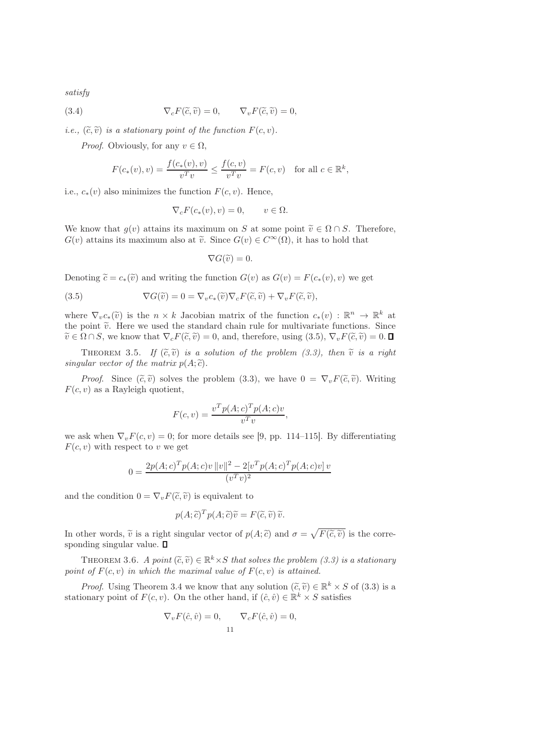*satisfy*

$$\nabla_c F(\widetilde{c}, \widetilde{v}) = 0, \qquad \nabla_v F(\widetilde{c}, \widetilde{v}) = 0, \tag{3.4}$$

*i.e., $(\widetilde{c}, \widetilde{v})$ is a stationary point of the function $F(c, v)$.*

*Proof.* Obviously, for any $v \in \Omega$,

$$F(c_*(v), v) = \frac{f(c_*(v), v)}{v^T v} \le \frac{f(c, v)}{v^T v} = F(c, v) \quad \text{for all } c \in \mathbb{R}^k,$$

i.e., $c_*(v)$ also minimizes the function $F(c, v)$. Hence,

$$\nabla_c F(c_*(v), v) = 0, \qquad v \in \Omega.$$

We know that $g(v)$ attains its maximum on $S$ at some point $\widetilde{v} \in \Omega \cap S$. Therefore, $G(v)$ attains its maximum also at $\widetilde{v}$. Since $G(v) \in C^\infty(\Omega)$, it has to hold that

$$\nabla G(\widetilde{v}) = 0.$$

Denoting $\widetilde{c} = c_*(\widetilde{v})$ and writing the function $G(v)$ as $G(v) = F(c_*(v), v)$ we get

$$\nabla G(\widetilde{v}) = 0 = \nabla_v c_*(\widetilde{v}) \nabla_c F(\widetilde{c}, \widetilde{v}) + \nabla_v F(\widetilde{c}, \widetilde{v}), \tag{3.5}$$

where $\nabla_v c_*(\widetilde{v})$ is the $n \times k$ Jacobian matrix of the function $c_*(v) : \mathbb{R}^n \to \mathbb{R}^k$ at the point $\widetilde{v}$. Here we used the standard chain rule for multivariate functions. Since $\widetilde{v} \in \Omega \cap S$, we know that $\nabla_c F(\widetilde{c}, \widetilde{v}) = 0$, and, therefore, using (3.5), $\nabla_v F(\widetilde{c}, \widetilde{v}) = 0$. ∎

THEOREM 3.5. *If $(\widetilde{c}, \widetilde{v})$ is a solution of the problem (3.3), then $\widetilde{v}$ is a right singular vector of the matrix $p(A; \widetilde{c})$.*

*Proof.* Since $(\widetilde{c}, \widetilde{v})$ solves the problem (3.3), we have $0 = \nabla_v F(\widetilde{c}, \widetilde{v})$. Writing $F(c, v)$ as a Rayleigh quotient,

$$F(c, v) = \frac{v^T p(A; c)^T p(A; c) v}{v^T v},$$

we ask when $\nabla_v F(c, v) = 0$; for more details see [9, pp. 114–115]. By differentiating $F(c, v)$ with respect to $v$ we get

$$0 = \frac{2 p(A; c)^T p(A; c) v \, \|v\|^2 - 2[v^T p(A; c)^T p(A; c) v] \, v}{(v^T v)^2}$$

and the condition $0 = \nabla_v F(\widetilde{c}, \widetilde{v})$ is equivalent to

$$p(A; \widetilde{c})^T p(A; \widetilde{c}) \widetilde{v} = F(\widetilde{c}, \widetilde{v}) \, \widetilde{v}.$$

In other words, $\widetilde{v}$ is a right singular vector of $p(A; \widetilde{c})$ and $\sigma = \sqrt{F(\widetilde{c}, \widetilde{v})}$ is the corresponding singular value. ∎

THEOREM 3.6. *A point $(\widetilde{c}, \widetilde{v}) \in \mathbb{R}^k \times S$ that solves the problem (3.3) is a stationary point of $F(c, v)$ in which the maximal value of $F(c, v)$ is attained.*

*Proof.* Using Theorem 3.4 we know that any solution $(\widetilde{c}, \widetilde{v}) \in \mathbb{R}^k \times S$ of (3.3) is a stationary point of $F(c, v)$. On the other hand, if $(\hat{c}, \hat{v}) \in \mathbb{R}^k \times S$ satisfies

$$\nabla_v F(\hat{c}, \hat{v}) = 0, \qquad \nabla_c F(\hat{c}, \hat{v}) = 0,$$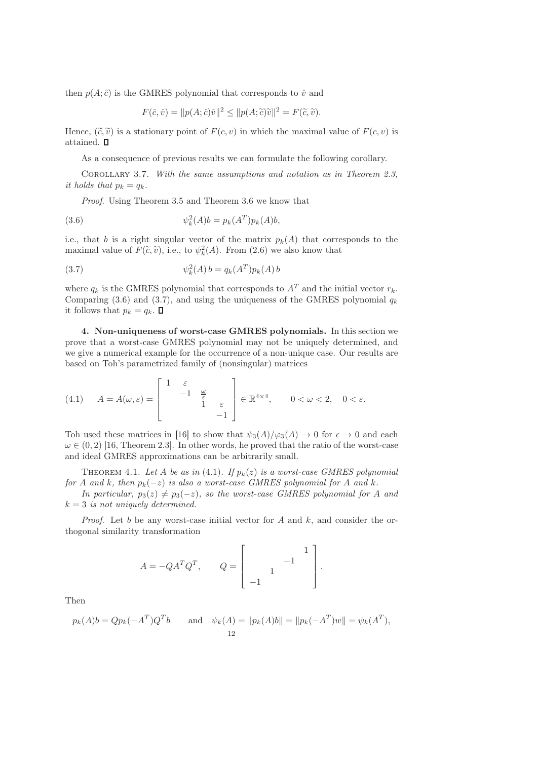then $p(A; \hat{c})$ is the GMRES polynomial that corresponds to $\hat{v}$ and

$$F(\hat{c}, \hat{v}) = \|p(A; \hat{c})\hat{v}\|^2 \leq \|p(A; \widetilde{c})\widetilde{v}\|^2 = F(\widetilde{c}, \widetilde{v}).$$

Hence, $(\widetilde{c}, \widetilde{v})$ is a stationary point of $F(c, v)$ in which the maximal value of $F(c, v)$ is attained. ∎

As a consequence of previous results we can formulate the following corollary.

Corollary 3.7. *With the same assumptions and notation as in Theorem 2.3, it holds that $p_k = q_k$.*

*Proof.* Using Theorem 3.5 and Theorem 3.6 we know that

$$\psi_k^2(A)b = p_k(A^T)p_k(A)b, \tag{3.6}$$

i.e., that $b$ is a right singular vector of the matrix $p_k(A)$ that corresponds to the maximal value of $F(\widetilde{c}, \widetilde{v})$, i.e., to $\psi_k^2(A)$. From (2.6) we also know that

$$\psi_k^2(A)\, b = q_k(A^T)p_k(A)\, b \tag{3.7}$$

where $q_k$ is the GMRES polynomial that corresponds to $A^T$ and the initial vector $r_k$. Comparing (3.6) and (3.7), and using the uniqueness of the GMRES polynomial $q_k$ it follows that $p_k = q_k$. ∎

**4. Non-uniqueness of worst-case GMRES polynomials.** In this section we prove that a worst-case GMRES polynomial may not be uniquely determined, and we give a numerical example for the occurrence of a non-unique case. Our results are based on Toh's parametrized family of (nonsingular) matrices

$$A = A(\omega, \varepsilon) = \begin{bmatrix} 1 & \varepsilon & & \\ & -1 & \frac{\omega}{\varepsilon} & \\ & & 1 & \varepsilon \\ & & & -1 \end{bmatrix} \in \mathbb{R}^{4\times 4}, \qquad 0 < \omega < 2, \quad 0 < \varepsilon. \tag{4.1}$$

Toh used these matrices in [16] to show that $\psi_3(A)/\varphi_3(A) \to 0$ for $\epsilon \to 0$ and each $\omega \in (0, 2)$ [16, Theorem 2.3]. In other words, he proved that the ratio of the worst-case and ideal GMRES approximations can be arbitrarily small.

Theorem 4.1. *Let $A$ be as in (4.1). If $p_k(z)$ is a worst-case GMRES polynomial for $A$ and $k$, then $p_k(-z)$ is also a worst-case GMRES polynomial for $A$ and $k$.*

*In particular, $p_3(z) \neq p_3(-z)$, so the worst-case GMRES polynomial for $A$ and $k = 3$ is not uniquely determined.*

*Proof.* Let $b$ be any worst-case initial vector for $A$ and $k$, and consider the orthogonal similarity transformation

$$A = -QA^TQ^T, \qquad Q = \begin{bmatrix} & & & 1 \\ & & -1 & \\ & 1 & & \\ -1 & & & \end{bmatrix}.$$

Then

$$p_k(A)b = Qp_k(-A^T)Q^Tb \qquad \text{and} \quad \psi_k(A) = \|p_k(A)b\| = \|p_k(-A^T)w\| = \psi_k(A^T),$$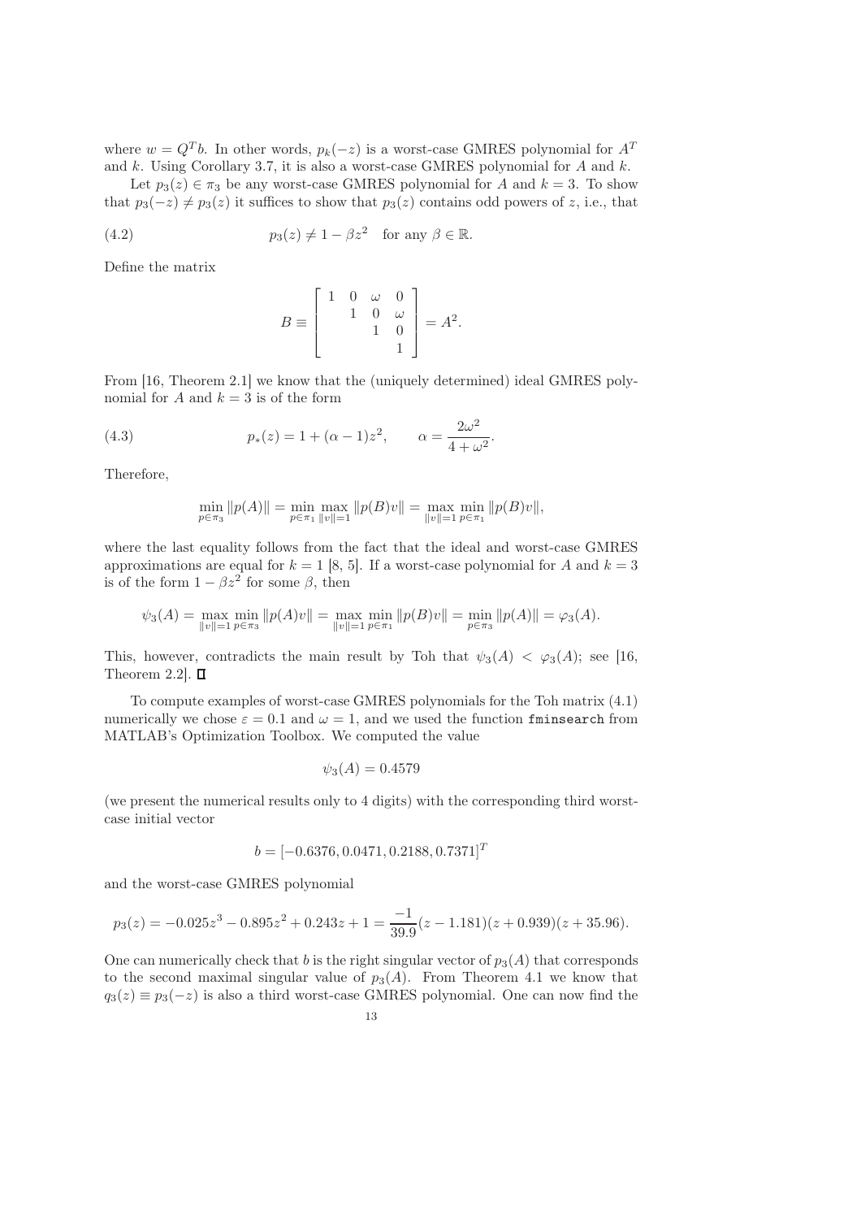where $w = Q^T b$. In other words, $p_k(-z)$ is a worst-case GMRES polynomial for $A^T$ and $k$. Using Corollary 3.7, it is also a worst-case GMRES polynomial for $A$ and $k$.

Let $p_3(z) \in \pi_3$ be any worst-case GMRES polynomial for $A$ and $k = 3$. To show that $p_3(-z) \neq p_3(z)$ it suffices to show that $p_3(z)$ contains odd powers of $z$, i.e., that

$$p_3(z) \neq 1 - \beta z^2 \quad \text{for any } \beta \in \mathbb{R}. \tag{4.2}$$

Define the matrix

$$B \equiv \begin{bmatrix} 1 & 0 & \omega & 0 \\ & 1 & 0 & \omega \\ & & 1 & 0 \\ & & & 1 \end{bmatrix} = A^2.$$

From [16, Theorem 2.1] we know that the (uniquely determined) ideal GMRES polynomial for $A$ and $k = 3$ is of the form

$$p_*(z) = 1 + (\alpha - 1)z^2, \qquad \alpha = \frac{2\omega^2}{4 + \omega^2}. \tag{4.3}$$

Therefore,

$$\min_{p \in \pi_3} \|p(A)\| = \min_{p \in \pi_1} \max_{\|v\|=1} \|p(B)v\| = \max_{\|v\|=1} \min_{p \in \pi_1} \|p(B)v\|,$$

where the last equality follows from the fact that the ideal and worst-case GMRES approximations are equal for $k = 1$ [8, 5]. If a worst-case polynomial for $A$ and $k = 3$ is of the form $1 - \beta z^2$ for some $\beta$, then

$$\psi_3(A) = \max_{\|v\|=1} \min_{p \in \pi_3} \|p(A)v\| = \max_{\|v\|=1} \min_{p \in \pi_1} \|p(B)v\| = \min_{p \in \pi_3} \|p(A)\| = \varphi_3(A).$$

This, however, contradicts the main result by Toh that $\psi_3(A) < \varphi_3(A)$; see [16, Theorem 2.2]. $\square$

To compute examples of worst-case GMRES polynomials for the Toh matrix (4.1) numerically we chose $\varepsilon = 0.1$ and $\omega = 1$, and we used the function `fminsearch` from MATLAB's Optimization Toolbox. We computed the value

$$\psi_3(A) = 0.4579$$

(we present the numerical results only to 4 digits) with the corresponding third worst-case initial vector

$$b = [-0.6376, 0.0471, 0.2188, 0.7371]^T$$

and the worst-case GMRES polynomial

$$p_3(z) = -0.025z^3 - 0.895z^2 + 0.243z + 1 = \frac{-1}{39.9}(z - 1.181)(z + 0.939)(z + 35.96).$$

One can numerically check that $b$ is the right singular vector of $p_3(A)$ that corresponds to the second maximal singular value of $p_3(A)$. From Theorem 4.1 we know that $q_3(z) \equiv p_3(-z)$ is also a third worst-case GMRES polynomial. One can now find the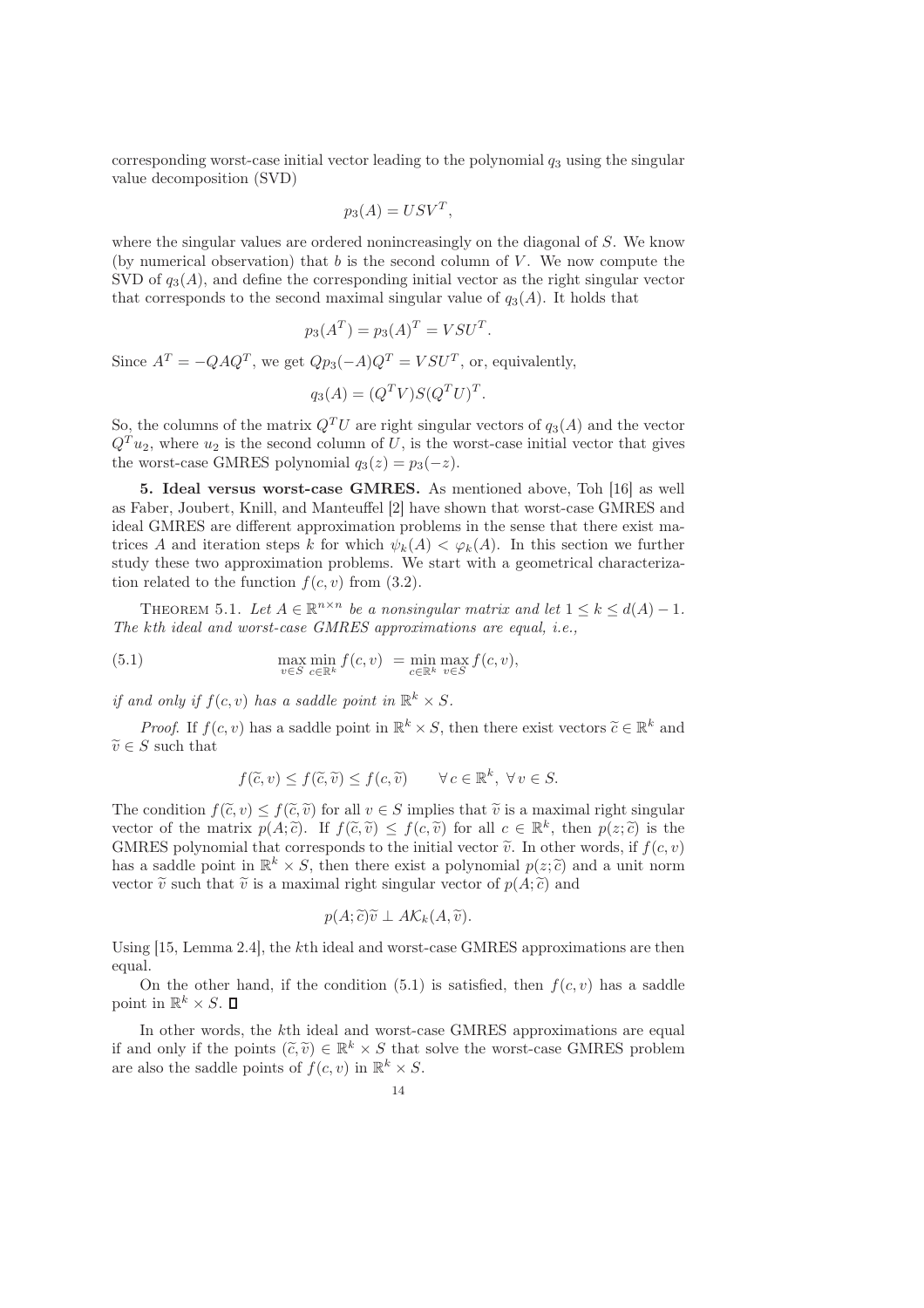corresponding worst-case initial vector leading to the polynomial $q_3$ using the singular value decomposition (SVD)

$$p_3(A) = USV^T,$$

where the singular values are ordered nonincreasingly on the diagonal of $S$. We know (by numerical observation) that $b$ is the second column of $V$. We now compute the SVD of $q_3(A)$, and define the corresponding initial vector as the right singular vector that corresponds to the second maximal singular value of $q_3(A)$. It holds that

$$p_3(A^T) = p_3(A)^T = VSU^T.$$

Since $A^T = -QAQ^T$, we get $Qp_3(-A)Q^T = VSU^T$, or, equivalently,

$$q_3(A) = (Q^T V)S(Q^T U)^T.$$

So, the columns of the matrix $Q^T U$ are right singular vectors of $q_3(A)$ and the vector $Q^T u_2$, where $u_2$ is the second column of $U$, is the worst-case initial vector that gives the worst-case GMRES polynomial $q_3(z) = p_3(-z)$.

**5. Ideal versus worst-case GMRES.** As mentioned above, Toh [16] as well as Faber, Joubert, Knill, and Manteuffel [2] have shown that worst-case GMRES and ideal GMRES are different approximation problems in the sense that there exist matrices $A$ and iteration steps $k$ for which $\psi_k(A) < \varphi_k(A)$. In this section we further study these two approximation problems. We start with a geometrical characterization related to the function $f(c, v)$ from (3.2).

THEOREM 5.1. *Let $A \in \mathbb{R}^{n\times n}$ be a nonsingular matrix and let $1 \leq k \leq d(A) - 1$. The kth ideal and worst-case GMRES approximations are equal, i.e.,*

$$\max_{v\in S} \min_{c\in\mathbb{R}^k} f(c, v) = \min_{c\in\mathbb{R}^k} \max_{v\in S} f(c, v), \tag{5.1}$$

*if and only if $f(c, v)$ has a saddle point in $\mathbb{R}^k \times S$.*

*Proof.* If $f(c, v)$ has a saddle point in $\mathbb{R}^k \times S$, then there exist vectors $\widetilde{c} \in \mathbb{R}^k$ and $\widetilde{v} \in S$ such that

$$f(\widetilde{c}, v) \leq f(\widetilde{c}, \widetilde{v}) \leq f(c, \widetilde{v}) \qquad \forall\, c \in \mathbb{R}^k,\ \forall\, v \in S.$$

The condition $f(\widetilde{c}, v) \leq f(\widetilde{c}, \widetilde{v})$ for all $v \in S$ implies that $\widetilde{v}$ is a maximal right singular vector of the matrix $p(A; \widetilde{c})$. If $f(\widetilde{c}, \widetilde{v}) \leq f(c, \widetilde{v})$ for all $c \in \mathbb{R}^k$, then $p(z; \widetilde{c})$ is the GMRES polynomial that corresponds to the initial vector $\widetilde{v}$. In other words, if $f(c, v)$ has a saddle point in $\mathbb{R}^k \times S$, then there exist a polynomial $p(z; \widetilde{c})$ and a unit norm vector $\widetilde{v}$ such that $\widetilde{v}$ is a maximal right singular vector of $p(A; \widetilde{c})$ and

$$p(A; \widetilde{c})\widetilde{v} \perp A\mathcal{K}_k(A, \widetilde{v}).$$

Using [15, Lemma 2.4], the $k$th ideal and worst-case GMRES approximations are then equal.

On the other hand, if the condition (5.1) is satisfied, then $f(c, v)$ has a saddle point in $\mathbb{R}^k \times S$. ∎

In other words, the $k$th ideal and worst-case GMRES approximations are equal if and only if the points $(\widetilde{c}, \widetilde{v}) \in \mathbb{R}^k \times S$ that solve the worst-case GMRES problem are also the saddle points of $f(c, v)$ in $\mathbb{R}^k \times S$.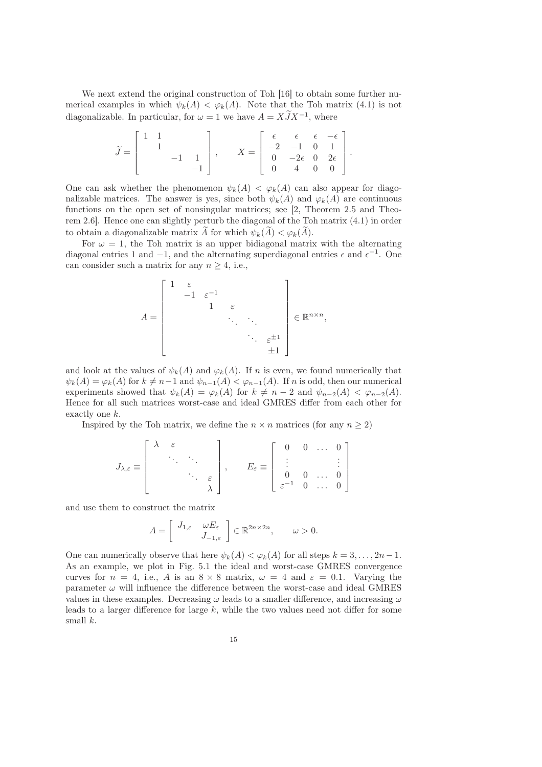We next extend the original construction of Toh [16] to obtain some further numerical examples in which $\psi_k(A) < \varphi_k(A)$. Note that the Toh matrix (4.1) is not diagonalizable. In particular, for $\omega = 1$ we have $A = X\widetilde{J}X^{-1}$, where

$$
\widetilde{J} = \begin{bmatrix} 1 & 1 & & \\ & 1 & & \\ & & -1 & 1 \\ & & & -1 \end{bmatrix}, \qquad X = \begin{bmatrix} \epsilon & \epsilon & \epsilon & -\epsilon \\ -2 & -1 & 0 & 1 \\ 0 & -2\epsilon & 0 & 2\epsilon \\ 0 & 4 & 0 & 0 \end{bmatrix}.
$$

One can ask whether the phenomenon $\psi_k(A) < \varphi_k(A)$ can also appear for diagonalizable matrices. The answer is yes, since both $\psi_k(A)$ and $\varphi_k(A)$ are continuous functions on the open set of nonsingular matrices; see [2, Theorem 2.5 and Theorem 2.6]. Hence one can slightly perturb the diagonal of the Toh matrix (4.1) in order to obtain a diagonalizable matrix $\widetilde{A}$ for which $\psi_k(\widetilde{A}) < \varphi_k(\widetilde{A})$.

For $\omega = 1$, the Toh matrix is an upper bidiagonal matrix with the alternating diagonal entries 1 and $-1$, and the alternating superdiagonal entries $\epsilon$ and $\epsilon^{-1}$. One can consider such a matrix for any $n \geq 4$, i.e.,

$$
A = \begin{bmatrix} 1 & \varepsilon & & & & \\ & -1 & \varepsilon^{-1} & & & \\ & & 1 & \varepsilon & & \\ & & & \ddots & \ddots & \\ & & & & \ddots & \varepsilon^{\pm 1} \\ & & & & & \pm 1 \end{bmatrix} \in \mathbb{R}^{n \times n},
$$

and look at the values of $\psi_k(A)$ and $\varphi_k(A)$. If $n$ is even, we found numerically that $\psi_k(A) = \varphi_k(A)$ for $k \neq n-1$ and $\psi_{n-1}(A) < \varphi_{n-1}(A)$. If $n$ is odd, then our numerical experiments showed that $\psi_k(A) = \varphi_k(A)$ for $k \neq n-2$ and $\psi_{n-2}(A) < \varphi_{n-2}(A)$. Hence for all such matrices worst-case and ideal GMRES differ from each other for exactly one $k$.

Inspired by the Toh matrix, we define the $n \times n$ matrices (for any $n \geq 2$)

$$
J_{\lambda,\varepsilon} \equiv \begin{bmatrix} \lambda & \varepsilon & & \\ & \ddots & \ddots & \\ & & \ddots & \varepsilon \\ & & & \lambda \end{bmatrix}, \qquad E_\varepsilon \equiv \begin{bmatrix} 0 & 0 & \dots & 0 \\ \vdots & & & \vdots \\ 0 & 0 & \dots & 0 \\ \varepsilon^{-1} & 0 & \dots & 0 \end{bmatrix}
$$

and use them to construct the matrix

$$
A = \begin{bmatrix} J_{1,\varepsilon} & \omega E_\varepsilon \\ & J_{-1,\varepsilon} \end{bmatrix} \in \mathbb{R}^{2n \times 2n}, \qquad \omega > 0.
$$

One can numerically observe that here $\psi_k(A) < \varphi_k(A)$ for all steps $k = 3, \dots, 2n-1$. As an example, we plot in Fig. 5.1 the ideal and worst-case GMRES convergence curves for $n = 4$, i.e., $A$ is an $8 \times 8$ matrix, $\omega = 4$ and $\varepsilon = 0.1$. Varying the parameter $\omega$ will influence the difference between the worst-case and ideal GMRES values in these examples. Decreasing $\omega$ leads to a smaller difference, and increasing $\omega$ leads to a larger difference for large $k$, while the two values need not differ for some small $k$.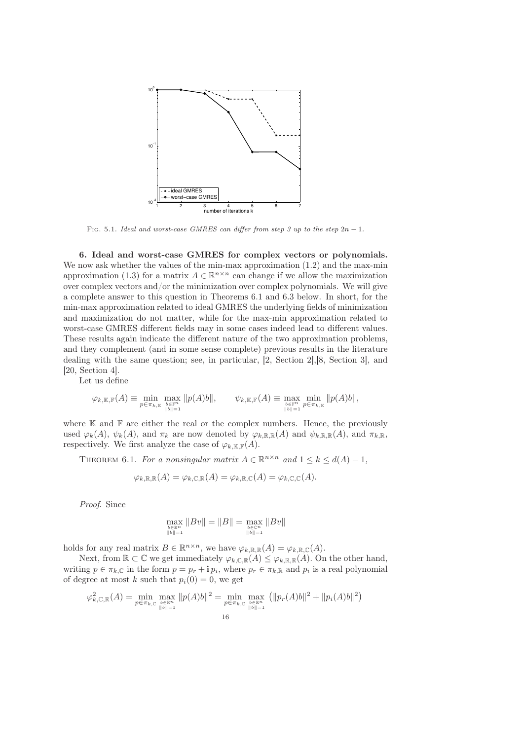FIG. 5.1. *Ideal and worst-case GMRES can differ from step 3 up to the step $2n-1$.*

## 6. Ideal and worst-case GMRES for complex vectors or polynomials.

We now ask whether the values of the min-max approximation (1.2) and the max-min approximation (1.3) for a matrix $A \in \mathbb{R}^{n\times n}$ can change if we allow the maximization over complex vectors and/or the minimization over complex polynomials. We will give a complete answer to this question in Theorems 6.1 and 6.3 below. In short, for the min-max approximation related to ideal GMRES the underlying fields of minimization and maximization do not matter, while for the max-min approximation related to worst-case GMRES different fields may in some cases indeed lead to different values. These results again indicate the different nature of the two approximation problems, and they complement (and in some sense complete) previous results in the literature dealing with the same question; see, in particular, [2, Section 2],[8, Section 3], and [20, Section 4].

Let us define

$$\varphi_{k,\mathbb{K},\mathbb{F}}(A) \equiv \min_{p\in\pi_{k,\mathbb{K}}} \max_{\substack{b\in\mathbb{F}^n\\ \|b\|=1}} \|p(A)b\|, \qquad \psi_{k,\mathbb{K},\mathbb{F}}(A) \equiv \max_{\substack{b\in\mathbb{F}^n\\ \|b\|=1}} \min_{p\in\pi_{k,\mathbb{K}}} \|p(A)b\|,$$

where $\mathbb{K}$ and $\mathbb{F}$ are either the real or the complex numbers. Hence, the previously used $\varphi_k(A)$, $\psi_k(A)$, and $\pi_k$ are now denoted by $\varphi_{k,\mathbb{R},\mathbb{R}}(A)$ and $\psi_{k,\mathbb{R},\mathbb{R}}(A)$, and $\pi_{k,\mathbb{R}}$, respectively. We first analyze the case of $\varphi_{k,\mathbb{K},\mathbb{F}}(A)$.

THEOREM 6.1. *For a nonsingular matrix $A \in \mathbb{R}^{n\times n}$ and $1 \le k \le d(A)-1$,*

$$\varphi_{k,\mathbb{R},\mathbb{R}}(A) = \varphi_{k,\mathbb{C},\mathbb{R}}(A) = \varphi_{k,\mathbb{R},\mathbb{C}}(A) = \varphi_{k,\mathbb{C},\mathbb{C}}(A).$$

*Proof.* Since

$$\max_{\substack{b\in\mathbb{R}^n\\ \|b\|=1}} \|Bv\| = \|B\| = \max_{\substack{b\in\mathbb{C}^n\\ \|b\|=1}} \|Bv\|$$

holds for any real matrix $B \in \mathbb{R}^{n\times n}$, we have $\varphi_{k,\mathbb{R},\mathbb{R}}(A) = \varphi_{k,\mathbb{R},\mathbb{C}}(A)$.

Next, from $\mathbb{R} \subset \mathbb{C}$ we get immediately $\varphi_{k,\mathbb{C},\mathbb{R}}(A) \le \varphi_{k,\mathbb{R},\mathbb{R}}(A)$. On the other hand, writing $p \in \pi_{k,\mathbb{C}}$ in the form $p = p_r + \mathbf{i}\,p_i$, where $p_r \in \pi_{k,\mathbb{R}}$ and $p_i$ is a real polynomial of degree at most $k$ such that $p_i(0) = 0$, we get

$$\varphi^2_{k,\mathbb{C},\mathbb{R}}(A) = \min_{p\in\pi_{k,\mathbb{C}}} \max_{\substack{b\in\mathbb{R}^n\\ \|b\|=1}} \|p(A)b\|^2 = \min_{p\in\pi_{k,\mathbb{C}}} \max_{\substack{b\in\mathbb{R}^n\\ \|b\|=1}} \left(\|p_r(A)b\|^2 + \|p_i(A)b\|^2\right)$$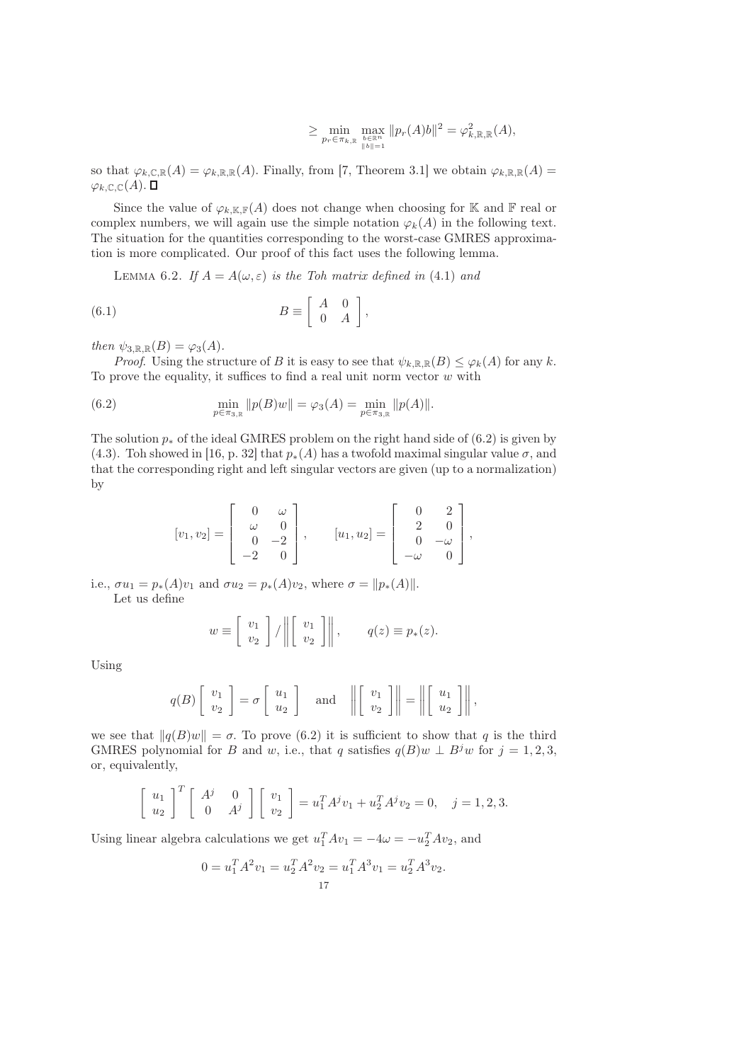$$\geq \min_{p_r \in \pi_{k,\mathbb{R}}} \max_{\substack{b\in\mathbb{R}^n \\ \|b\|=1}} \|p_r(A)b\|^2 = \varphi_{k,\mathbb{R},\mathbb{R}}^2(A),$$

so that $\varphi_{k,\mathbb{C},\mathbb{R}}(A) = \varphi_{k,\mathbb{R},\mathbb{R}}(A)$. Finally, from [7, Theorem 3.1] we obtain $\varphi_{k,\mathbb{R},\mathbb{R}}(A) = \varphi_{k,\mathbb{C},\mathbb{C}}(A)$. ∎

Since the value of $\varphi_{k,\mathbb{K},\mathbb{F}}(A)$ does not change when choosing for $\mathbb{K}$ and $\mathbb{F}$ real or complex numbers, we will again use the simple notation $\varphi_k(A)$ in the following text. The situation for the quantities corresponding to the worst-case GMRES approximation is more complicated. Our proof of this fact uses the following lemma.

Lemma 6.2. *If $A = A(\omega, \varepsilon)$ is the Toh matrix defined in (4.1) and*

$$B \equiv \begin{bmatrix} A & 0 \\ 0 & A \end{bmatrix}, \tag{6.1}$$

*then $\psi_{3,\mathbb{R},\mathbb{R}}(B) = \varphi_3(A)$.*

*Proof.* Using the structure of $B$ it is easy to see that $\psi_{k,\mathbb{R},\mathbb{R}}(B) \leq \varphi_k(A)$ for any $k$. To prove the equality, it suffices to find a real unit norm vector $w$ with

$$\min_{p\in\pi_{3,\mathbb{R}}} \|p(B)w\| = \varphi_3(A) = \min_{p\in\pi_{3,\mathbb{R}}} \|p(A)\|. \tag{6.2}$$

The solution $p_*$ of the ideal GMRES problem on the right hand side of (6.2) is given by (4.3). Toh showed in [16, p. 32] that $p_*(A)$ has a twofold maximal singular value $\sigma$, and that the corresponding right and left singular vectors are given (up to a normalization) by

$$[v_1, v_2] = \begin{bmatrix} 0 & \omega \\ \omega & 0 \\ 0 & -2 \\ -2 & 0 \end{bmatrix}, \qquad [u_1, u_2] = \begin{bmatrix} 0 & 2 \\ 2 & 0 \\ 0 & -\omega \\ -\omega & 0 \end{bmatrix},$$

i.e., $\sigma u_1 = p_*(A)v_1$ and $\sigma u_2 = p_*(A)v_2$, where $\sigma = \|p_*(A)\|$.

Let us define

$$w \equiv \begin{bmatrix} v_1 \\ v_2 \end{bmatrix} \Big/ \left\| \begin{bmatrix} v_1 \\ v_2 \end{bmatrix} \right\|, \qquad q(z) \equiv p_*(z).$$

Using

$$q(B)\begin{bmatrix} v_1 \\ v_2 \end{bmatrix} = \sigma \begin{bmatrix} u_1 \\ u_2 \end{bmatrix} \quad \text{and} \quad \left\| \begin{bmatrix} v_1 \\ v_2 \end{bmatrix} \right\| = \left\| \begin{bmatrix} u_1 \\ u_2 \end{bmatrix} \right\|,$$

we see that $\|q(B)w\| = \sigma$. To prove (6.2) it is sufficient to show that $q$ is the third GMRES polynomial for $B$ and $w$, i.e., that $q$ satisfies $q(B)w \perp B^j w$ for $j = 1, 2, 3$, or, equivalently,

$$\begin{bmatrix} u_1 \\ u_2 \end{bmatrix}^T \begin{bmatrix} A^j & 0 \\ 0 & A^j \end{bmatrix} \begin{bmatrix} v_1 \\ v_2 \end{bmatrix} = u_1^T A^j v_1 + u_2^T A^j v_2 = 0, \quad j = 1, 2, 3.$$

Using linear algebra calculations we get $u_1^T A v_1 = -4\omega = -u_2^T A v_2$, and

$$0 = u_1^T A^2 v_1 = u_2^T A^2 v_2 = u_1^T A^3 v_1 = u_2^T A^3 v_2.$$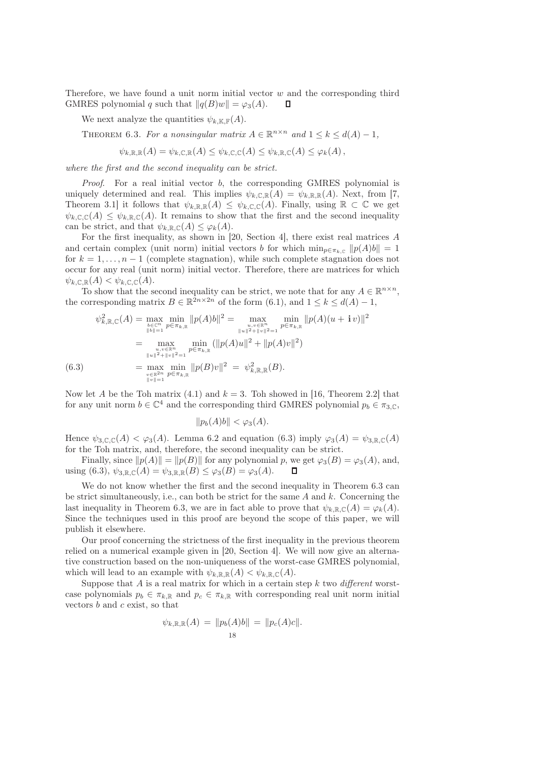Therefore, we have found a unit norm initial vector $w$ and the corresponding third GMRES polynomial $q$ such that $\|q(B)w\| = \varphi_3(A)$. $\square$

We next analyze the quantities $\psi_{k,\mathbb{K},\mathbb{F}}(A)$.

THEOREM 6.3. *For a nonsingular matrix $A \in \mathbb{R}^{n\times n}$ and $1 \le k \le d(A) - 1$,*

$$\psi_{k,\mathbb{R},\mathbb{R}}(A) = \psi_{k,\mathbb{C},\mathbb{R}}(A) \le \psi_{k,\mathbb{C},\mathbb{C}}(A) \le \psi_{k,\mathbb{R},\mathbb{C}}(A) \le \varphi_k(A),$$

*where the first and the second inequality can be strict.*

*Proof.* For a real initial vector $b$, the corresponding GMRES polynomial is uniquely determined and real. This implies $\psi_{k,\mathbb{C},\mathbb{R}}(A) = \psi_{k,\mathbb{R},\mathbb{R}}(A)$. Next, from [7, Theorem 3.1] it follows that $\psi_{k,\mathbb{R},\mathbb{R}}(A) \le \psi_{k,\mathbb{C},\mathbb{C}}(A)$. Finally, using $\mathbb{R} \subset \mathbb{C}$ we get $\psi_{k,\mathbb{C},\mathbb{C}}(A) \le \psi_{k,\mathbb{R},\mathbb{C}}(A)$. It remains to show that the first and the second inequality can be strict, and that $\psi_{k,\mathbb{R},\mathbb{C}}(A) \le \varphi_k(A)$.

For the first inequality, as shown in [20, Section 4], there exist real matrices $A$ and certain complex (unit norm) initial vectors $b$ for which $\min_{p\in\pi_{k,\mathbb{C}}} \|p(A)b\| = 1$ for $k = 1, \ldots, n-1$ (complete stagnation), while such complete stagnation does not occur for any real (unit norm) initial vector. Therefore, there are matrices for which $\psi_{k,\mathbb{C},\mathbb{R}}(A) < \psi_{k,\mathbb{C},\mathbb{C}}(A)$.

To show that the second inequality can be strict, we note that for any $A \in \mathbb{R}^{n\times n}$, the corresponding matrix $B \in \mathbb{R}^{2n\times 2n}$ of the form (6.1), and $1 \le k \le d(A) - 1$,

$$\begin{aligned}
\psi^2_{k,\mathbb{R},\mathbb{C}}(A) &= \max_{\substack{b\in\mathbb{C}^n\\ \|b\|=1}} \min_{p\in\pi_{k,\mathbb{R}}} \|p(A)b\|^2 = \max_{\substack{u,v\in\mathbb{R}^n\\ \|u\|^2+\|v\|^2=1}} \min_{p\in\pi_{k,\mathbb{R}}} \|p(A)(u + \mathbf{i}\,v)\|^2 \\
&= \max_{\substack{u,v\in\mathbb{R}^n\\ \|u\|^2+\|v\|^2=1}} \min_{p\in\pi_{k,\mathbb{R}}} (\|p(A)u\|^2 + \|p(A)v\|^2) \\
&= \max_{\substack{v\in\mathbb{R}^{2n}\\ \|v\|=1}} \min_{p\in\pi_{k,\mathbb{R}}} \|p(B)v\|^2 \;=\; \psi^2_{k,\mathbb{R},\mathbb{R}}(B). \qquad (6.3)
\end{aligned}$$

Now let $A$ be the Toh matrix (4.1) and $k = 3$. Toh showed in [16, Theorem 2.2] that for any unit norm $b \in \mathbb{C}^4$ and the corresponding third GMRES polynomial $p_b \in \pi_{3,\mathbb{C}}$,

$$\|p_b(A)b\| < \varphi_3(A).$$

Hence $\psi_{3,\mathbb{C},\mathbb{C}}(A) < \varphi_3(A)$. Lemma 6.2 and equation (6.3) imply $\varphi_3(A) = \psi_{3,\mathbb{R},\mathbb{C}}(A)$ for the Toh matrix, and, therefore, the second inequality can be strict.

Finally, since $\|p(A)\| = \|p(B)\|$ for any polynomial $p$, we get $\varphi_3(B) = \varphi_3(A)$, and, using (6.3), $\psi_{3,\mathbb{R},\mathbb{C}}(A) = \psi_{3,\mathbb{R},\mathbb{R}}(B) \le \varphi_3(B) = \varphi_3(A)$. $\square$

We do not know whether the first and the second inequality in Theorem 6.3 can be strict simultaneously, i.e., can both be strict for the same $A$ and $k$. Concerning the last inequality in Theorem 6.3, we are in fact able to prove that $\psi_{k,\mathbb{R},\mathbb{C}}(A) = \varphi_k(A)$. Since the techniques used in this proof are beyond the scope of this paper, we will publish it elsewhere.

Our proof concerning the strictness of the first inequality in the previous theorem relied on a numerical example given in [20, Section 4]. We will now give an alternative construction based on the non-uniqueness of the worst-case GMRES polynomial, which will lead to an example with $\psi_{k,\mathbb{R},\mathbb{R}}(A) < \psi_{k,\mathbb{R},\mathbb{C}}(A)$.

Suppose that $A$ is a real matrix for which in a certain step $k$ two *different* worst-case polynomials $p_b \in \pi_{k,\mathbb{R}}$ and $p_c \in \pi_{k,\mathbb{R}}$ with corresponding real unit norm initial vectors $b$ and $c$ exist, so that

$$\psi_{k,\mathbb{R},\mathbb{R}}(A) \;=\; \|p_b(A)b\| \;=\; \|p_c(A)c\|.$$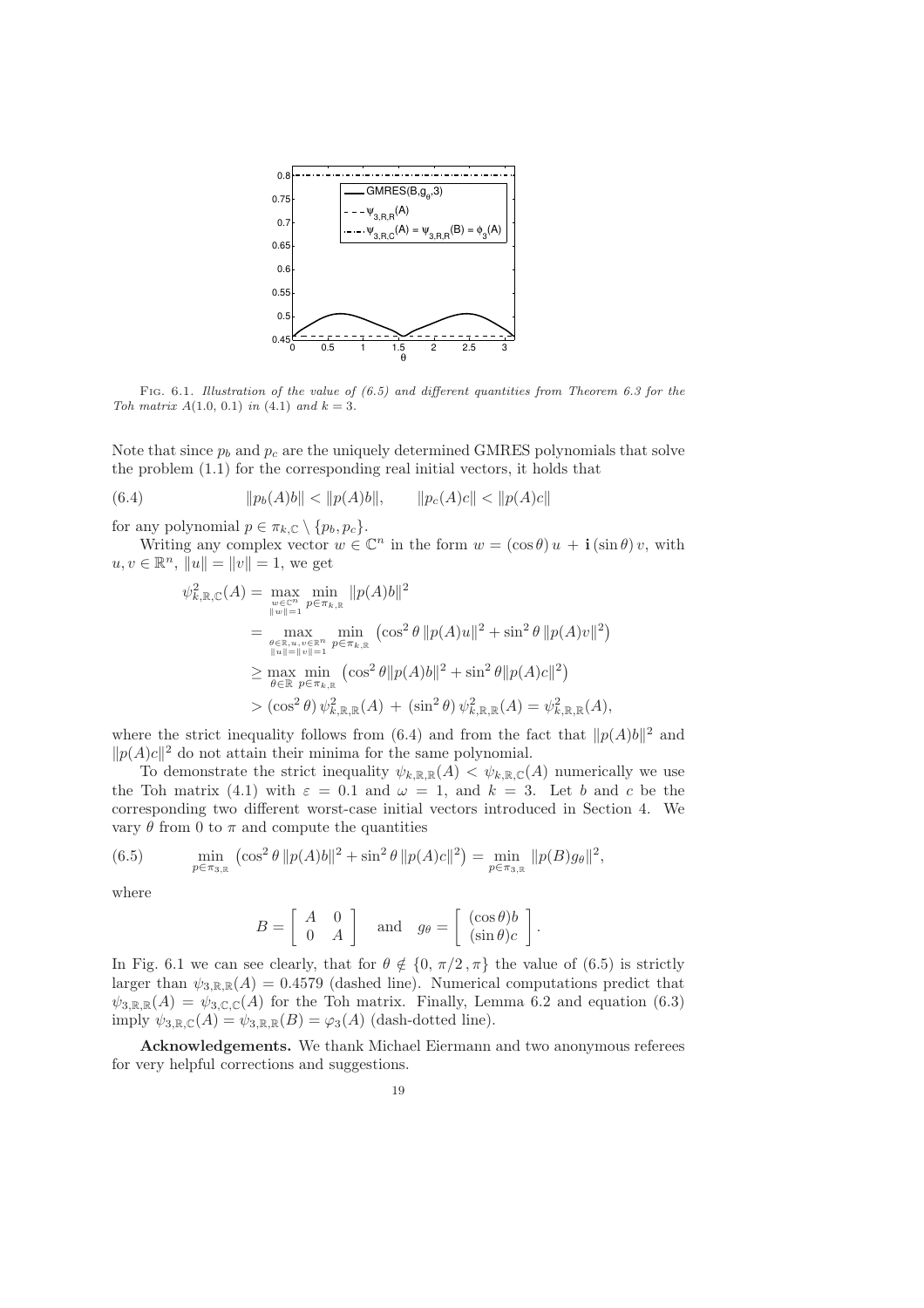FIG. 6.1. *Illustration of the value of (6.5) and different quantities from Theorem 6.3 for the Toh matrix $A(1.0, 0.1)$ in (4.1) and $k = 3$.*

Note that since $p_b$ and $p_c$ are the uniquely determined GMRES polynomials that solve the problem (1.1) for the corresponding real initial vectors, it holds that

$$\|p_b(A)b\| < \|p(A)b\|, \qquad \|p_c(A)c\| < \|p(A)c\| \tag{6.4}$$

for any polynomial $p \in \pi_{k,\mathbb{C}} \setminus \{p_b, p_c\}$.

Writing any complex vector $w \in \mathbb{C}^n$ in the form $w = (\cos\theta)\, u + \mathbf{i}\,(\sin\theta)\, v$, with $u, v \in \mathbb{R}^n$, $\|u\| = \|v\| = 1$, we get

$$
\begin{aligned}
\psi_{k,\mathbb{R},\mathbb{C}}^2(A) &= \max_{\substack{w\in\mathbb{C}^n \\ \|w\|=1}} \min_{p\in\pi_{k,\mathbb{R}}} \|p(A)b\|^2 \\
&= \max_{\substack{\theta\in\mathbb{R},\, u,v\in\mathbb{R}^n \\ \|u\|=\|v\|=1}} \min_{p\in\pi_{k,\mathbb{R}}} \left(\cos^2\theta\, \|p(A)u\|^2 + \sin^2\theta\, \|p(A)v\|^2\right) \\
&\geq \max_{\theta\in\mathbb{R}} \min_{p\in\pi_{k,\mathbb{R}}} \left(\cos^2\theta \|p(A)b\|^2 + \sin^2\theta \|p(A)c\|^2\right) \\
&> (\cos^2\theta)\, \psi_{k,\mathbb{R},\mathbb{R}}^2(A) \,+\, (\sin^2\theta)\, \psi_{k,\mathbb{R},\mathbb{R}}^2(A) = \psi_{k,\mathbb{R},\mathbb{R}}^2(A),
\end{aligned}
$$

where the strict inequality follows from (6.4) and from the fact that $\|p(A)b\|^2$ and $\|p(A)c\|^2$ do not attain their minima for the same polynomial.

To demonstrate the strict inequality $\psi_{k,\mathbb{R},\mathbb{R}}(A) < \psi_{k,\mathbb{R},\mathbb{C}}(A)$ numerically we use the Toh matrix (4.1) with $\varepsilon = 0.1$ and $\omega = 1$, and $k = 3$. Let $b$ and $c$ be the corresponding two different worst-case initial vectors introduced in Section 4. We vary $\theta$ from 0 to $\pi$ and compute the quantities

$$\min_{p\in\pi_{3,\mathbb{R}}} \left(\cos^2\theta\, \|p(A)b\|^2 + \sin^2\theta\, \|p(A)c\|^2\right) = \min_{p\in\pi_{3,\mathbb{R}}} \|p(B)g_\theta\|^2, \tag{6.5}$$

where

$$B = \begin{bmatrix} A & 0 \\ 0 & A \end{bmatrix} \quad \text{and} \quad g_\theta = \begin{bmatrix} (\cos\theta)b \\ (\sin\theta)c \end{bmatrix}.$$

In Fig. 6.1 we can see clearly, that for $\theta \notin \{0, \pi/2, \pi\}$ the value of (6.5) is strictly larger than $\psi_{3,\mathbb{R},\mathbb{R}}(A) = 0.4579$ (dashed line). Numerical computations predict that $\psi_{3,\mathbb{R},\mathbb{R}}(A) = \psi_{3,\mathbb{C},\mathbb{C}}(A)$ for the Toh matrix. Finally, Lemma 6.2 and equation (6.3) imply $\psi_{3,\mathbb{R},\mathbb{C}}(A) = \psi_{3,\mathbb{R},\mathbb{R}}(B) = \varphi_3(A)$ (dash-dotted line).

**Acknowledgements.** We thank Michael Eiermann and two anonymous referees for very helpful corrections and suggestions.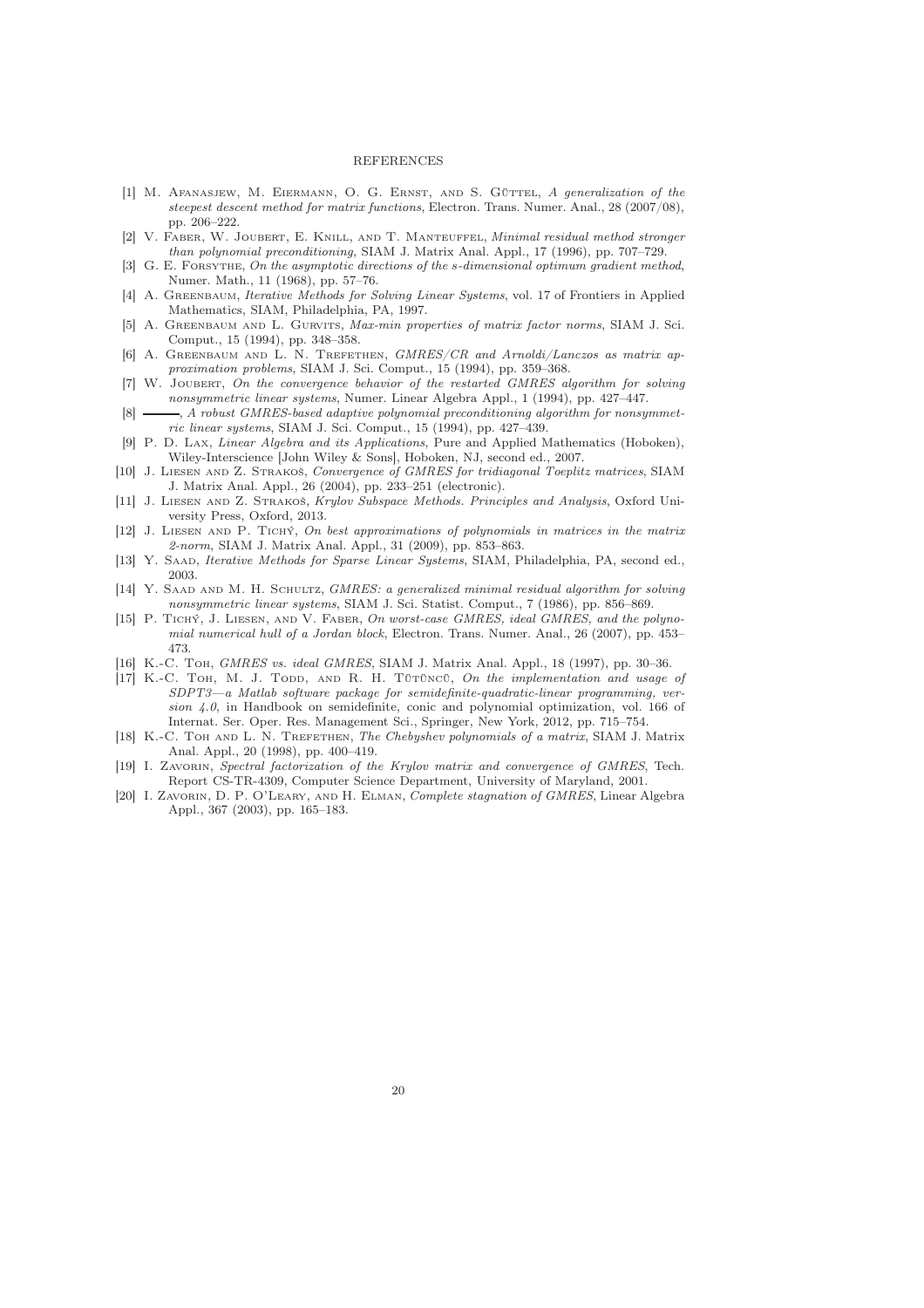## REFERENCES

[1] M. Afanasjew, M. Eiermann, O. G. Ernst, and S. Güttel, *A generalization of the steepest descent method for matrix functions*, Electron. Trans. Numer. Anal., 28 (2007/08), pp. 206–222.

[2] V. Faber, W. Joubert, E. Knill, and T. Manteuffel, *Minimal residual method stronger than polynomial preconditioning*, SIAM J. Matrix Anal. Appl., 17 (1996), pp. 707–729.

[3] G. E. Forsythe, *On the asymptotic directions of the s-dimensional optimum gradient method*, Numer. Math., 11 (1968), pp. 57–76.

[4] A. Greenbaum, *Iterative Methods for Solving Linear Systems*, vol. 17 of Frontiers in Applied Mathematics, SIAM, Philadelphia, PA, 1997.

[5] A. Greenbaum and L. Gurvits, *Max-min properties of matrix factor norms*, SIAM J. Sci. Comput., 15 (1994), pp. 348–358.

[6] A. Greenbaum and L. N. Trefethen, *GMRES/CR and Arnoldi/Lanczos as matrix approximation problems*, SIAM J. Sci. Comput., 15 (1994), pp. 359–368.

[7] W. Joubert, *On the convergence behavior of the restarted GMRES algorithm for solving nonsymmetric linear systems*, Numer. Linear Algebra Appl., 1 (1994), pp. 427–447.

[8] ———, *A robust GMRES-based adaptive polynomial preconditioning algorithm for nonsymmetric linear systems*, SIAM J. Sci. Comput., 15 (1994), pp. 427–439.

[9] P. D. Lax, *Linear Algebra and its Applications*, Pure and Applied Mathematics (Hoboken), Wiley-Interscience [John Wiley & Sons], Hoboken, NJ, second ed., 2007.

[10] J. Liesen and Z. Strakoš, *Convergence of GMRES for tridiagonal Toeplitz matrices*, SIAM J. Matrix Anal. Appl., 26 (2004), pp. 233–251 (electronic).

[11] J. Liesen and Z. Strakoš, *Krylov Subspace Methods. Principles and Analysis*, Oxford University Press, Oxford, 2013.

[12] J. Liesen and P. Tichý, *On best approximations of polynomials in matrices in the matrix 2-norm*, SIAM J. Matrix Anal. Appl., 31 (2009), pp. 853–863.

[13] Y. Saad, *Iterative Methods for Sparse Linear Systems*, SIAM, Philadelphia, PA, second ed., 2003.

[14] Y. Saad and M. H. Schultz, *GMRES: a generalized minimal residual algorithm for solving nonsymmetric linear systems*, SIAM J. Sci. Statist. Comput., 7 (1986), pp. 856–869.

[15] P. Tichý, J. Liesen, and V. Faber, *On worst-case GMRES, ideal GMRES, and the polynomial numerical hull of a Jordan block*, Electron. Trans. Numer. Anal., 26 (2007), pp. 453–473.

[16] K.-C. Toh, *GMRES vs. ideal GMRES*, SIAM J. Matrix Anal. Appl., 18 (1997), pp. 30–36.

[17] K.-C. Toh, M. J. Todd, and R. H. Tütüncü, *On the implementation and usage of SDPT3—a Matlab software package for semidefinite-quadratic-linear programming, version 4.0*, in Handbook on semidefinite, conic and polynomial optimization, vol. 166 of Internat. Ser. Oper. Res. Management Sci., Springer, New York, 2012, pp. 715–754.

[18] K.-C. Toh and L. N. Trefethen, *The Chebyshev polynomials of a matrix*, SIAM J. Matrix Anal. Appl., 20 (1998), pp. 400–419.

[19] I. Zavorin, *Spectral factorization of the Krylov matrix and convergence of GMRES*, Tech. Report CS-TR-4309, Computer Science Department, University of Maryland, 2001.

[20] I. Zavorin, D. P. O'Leary, and H. Elman, *Complete stagnation of GMRES*, Linear Algebra Appl., 367 (2003), pp. 165–183.